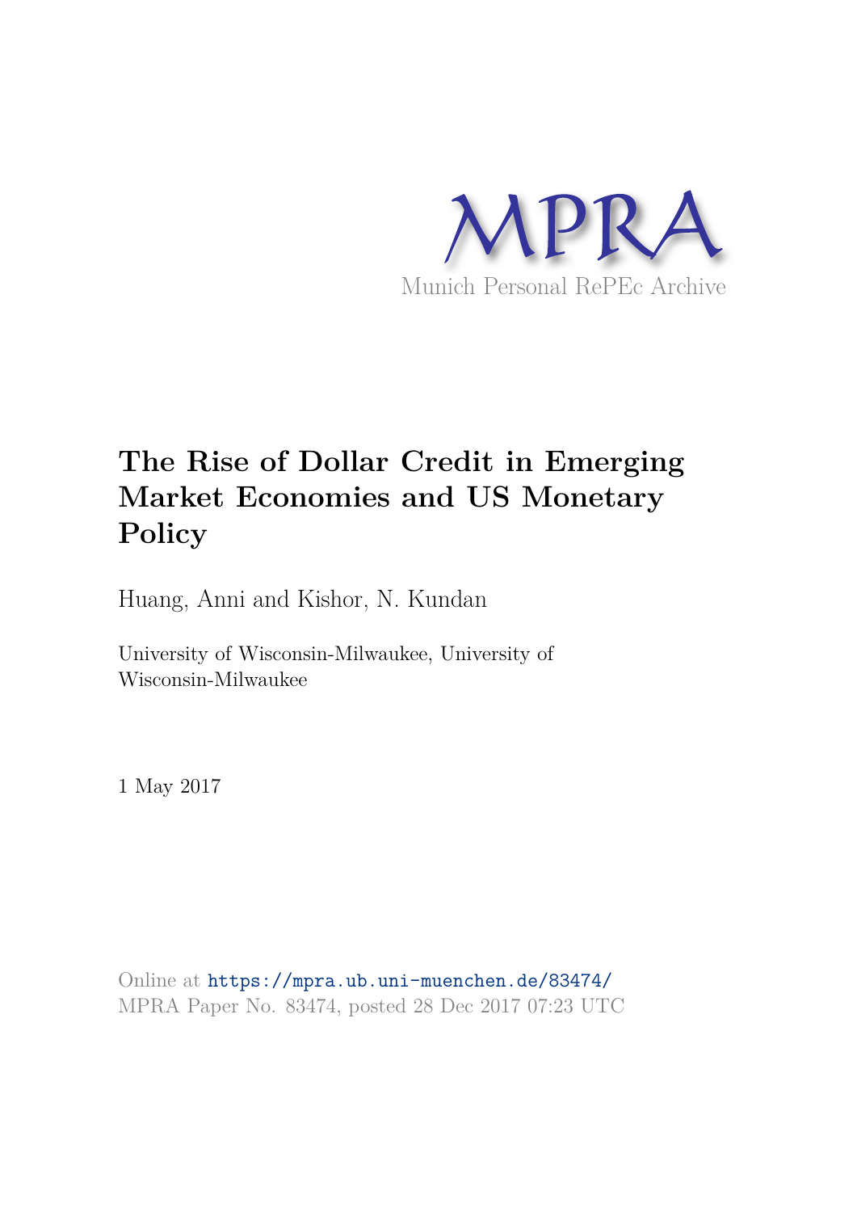MPRA

Munich Personal RePEc Archive

# The Rise of Dollar Credit in Emerging Market Economies and US Monetary Policy

Huang, Anni and Kishor, N. Kundan

University of Wisconsin-Milwaukee, University of Wisconsin-Milwaukee

1 May 2017

Online at https://mpra.ub.uni-muenchen.de/83474/
MPRA Paper No. 83474, posted 28 Dec 2017 07:23 UTC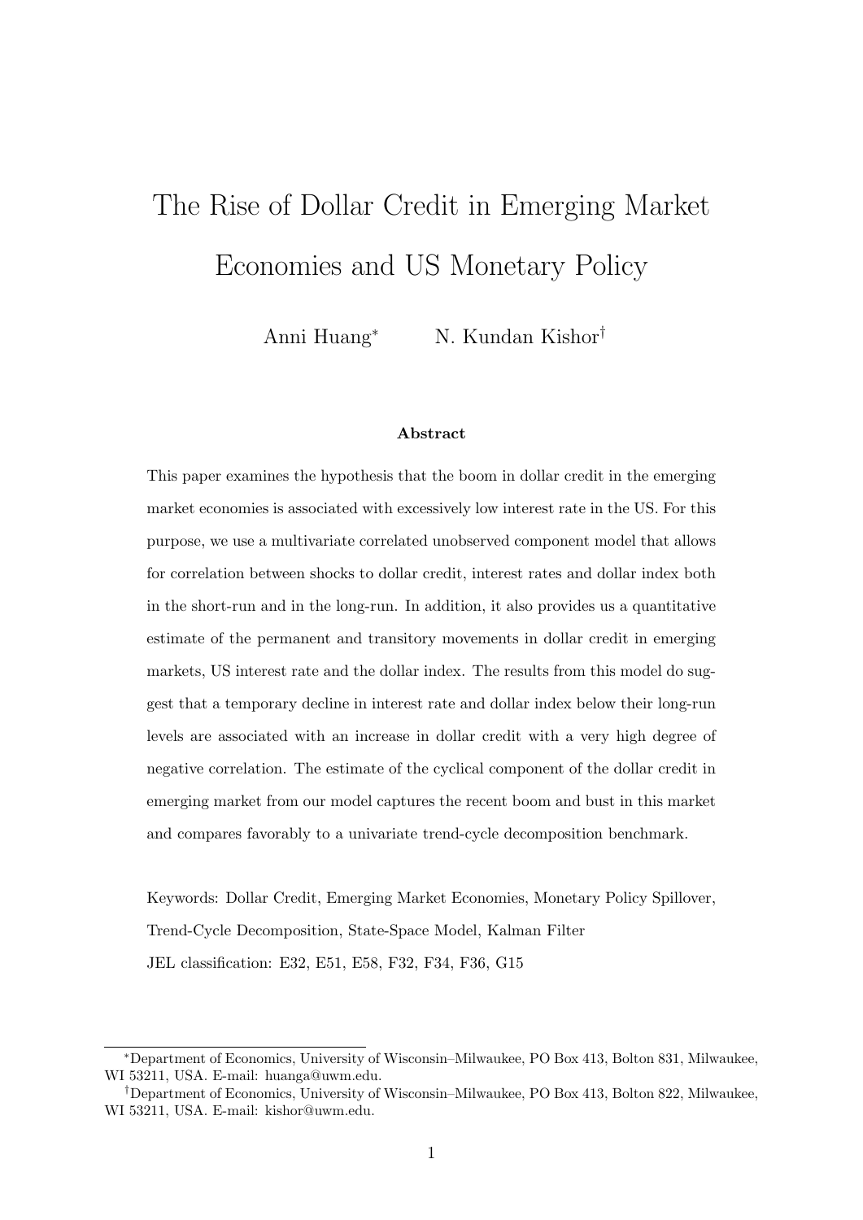# The Rise of Dollar Credit in Emerging Market Economies and US Monetary Policy

Anni Huang[*] N. Kundan Kishor[†]

**Abstract**

This paper examines the hypothesis that the boom in dollar credit in the emerging market economies is associated with excessively low interest rate in the US. For this purpose, we use a multivariate correlated unobserved component model that allows for correlation between shocks to dollar credit, interest rates and dollar index both in the short-run and in the long-run. In addition, it also provides us a quantitative estimate of the permanent and transitory movements in dollar credit in emerging markets, US interest rate and the dollar index. The results from this model do suggest that a temporary decline in interest rate and dollar index below their long-run levels are associated with an increase in dollar credit with a very high degree of negative correlation. The estimate of the cyclical component of the dollar credit in emerging market from our model captures the recent boom and bust in this market and compares favorably to a univariate trend-cycle decomposition benchmark.

Keywords: Dollar Credit, Emerging Market Economies, Monetary Policy Spillover, Trend-Cycle Decomposition, State-Space Model, Kalman Filter

JEL classification: E32, E51, E58, F32, F34, F36, G15

---

[*] Department of Economics, University of Wisconsin–Milwaukee, PO Box 413, Bolton 831, Milwaukee, WI 53211, USA. E-mail: huanga@uwm.edu.

[†] Department of Economics, University of Wisconsin–Milwaukee, PO Box 413, Bolton 822, Milwaukee, WI 53211, USA. E-mail: kishor@uwm.edu.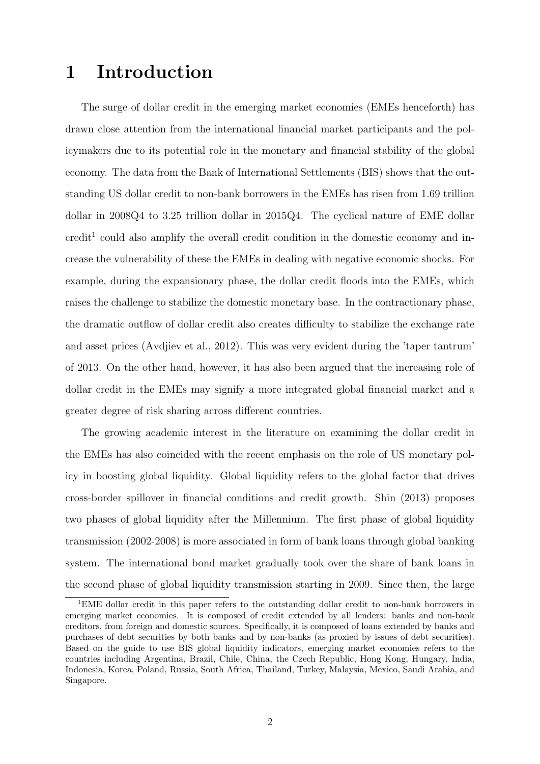# 1 Introduction

The surge of dollar credit in the emerging market economies (EMEs henceforth) has drawn close attention from the international financial market participants and the policymakers due to its potential role in the monetary and financial stability of the global economy. The data from the Bank of International Settlements (BIS) shows that the outstanding US dollar credit to non-bank borrowers in the EMEs has risen from 1.69 trillion dollar in 2008Q4 to 3.25 trillion dollar in 2015Q4. The cyclical nature of EME dollar credit[1] could also amplify the overall credit condition in the domestic economy and increase the vulnerability of these the EMEs in dealing with negative economic shocks. For example, during the expansionary phase, the dollar credit floods into the EMEs, which raises the challenge to stabilize the domestic monetary base. In the contractionary phase, the dramatic outflow of dollar credit also creates difficulty to stabilize the exchange rate and asset prices (Avdjiev et al., 2012). This was very evident during the 'taper tantrum' of 2013. On the other hand, however, it has also been argued that the increasing role of dollar credit in the EMEs may signify a more integrated global financial market and a greater degree of risk sharing across different countries.

The growing academic interest in the literature on examining the dollar credit in the EMEs has also coincided with the recent emphasis on the role of US monetary policy in boosting global liquidity. Global liquidity refers to the global factor that drives cross-border spillover in financial conditions and credit growth. Shin (2013) proposes two phases of global liquidity after the Millennium. The first phase of global liquidity transmission (2002-2008) is more associated in form of bank loans through global banking system. The international bond market gradually took over the share of bank loans in the second phase of global liquidity transmission starting in 2009. Since then, the large

[1] EME dollar credit in this paper refers to the outstanding dollar credit to non-bank borrowers in emerging market economies. It is composed of credit extended by all lenders: banks and non-bank creditors, from foreign and domestic sources. Specifically, it is composed of loans extended by banks and purchases of debt securities by both banks and by non-banks (as proxied by issues of debt securities). Based on the guide to use BIS global liquidity indicators, emerging market economies refers to the countries including Argentina, Brazil, Chile, China, the Czech Republic, Hong Kong, Hungary, India, Indonesia, Korea, Poland, Russia, South Africa, Thailand, Turkey, Malaysia, Mexico, Saudi Arabia, and Singapore.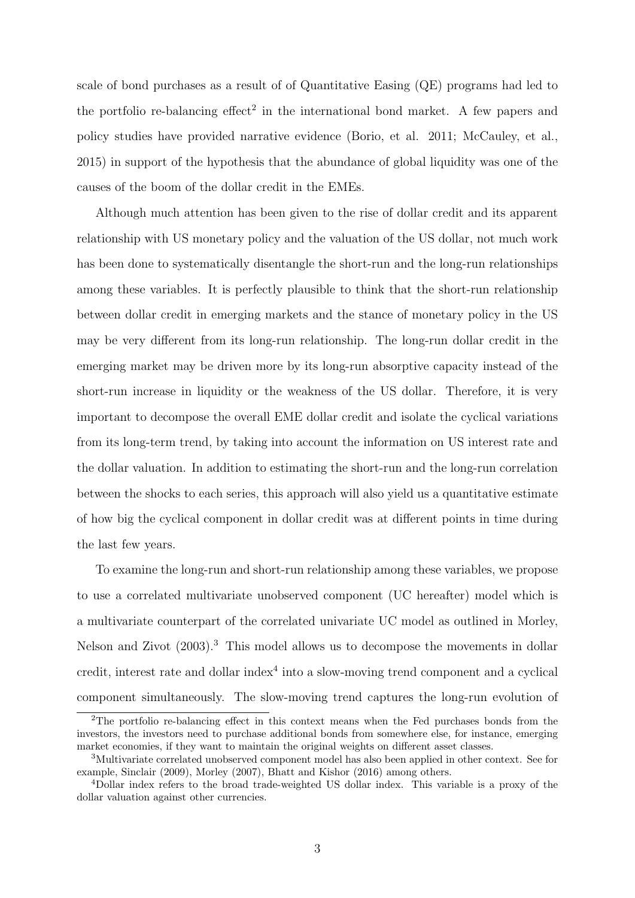scale of bond purchases as a result of of Quantitative Easing (QE) programs had led to the portfolio re-balancing effect[2] in the international bond market. A few papers and policy studies have provided narrative evidence (Borio, et al. 2011; McCauley, et al., 2015) in support of the hypothesis that the abundance of global liquidity was one of the causes of the boom of the dollar credit in the EMEs.

Although much attention has been given to the rise of dollar credit and its apparent relationship with US monetary policy and the valuation of the US dollar, not much work has been done to systematically disentangle the short-run and the long-run relationships among these variables. It is perfectly plausible to think that the short-run relationship between dollar credit in emerging markets and the stance of monetary policy in the US may be very different from its long-run relationship. The long-run dollar credit in the emerging market may be driven more by its long-run absorptive capacity instead of the short-run increase in liquidity or the weakness of the US dollar. Therefore, it is very important to decompose the overall EME dollar credit and isolate the cyclical variations from its long-term trend, by taking into account the information on US interest rate and the dollar valuation. In addition to estimating the short-run and the long-run correlation between the shocks to each series, this approach will also yield us a quantitative estimate of how big the cyclical component in dollar credit was at different points in time during the last few years.

To examine the long-run and short-run relationship among these variables, we propose to use a correlated multivariate unobserved component (UC hereafter) model which is a multivariate counterpart of the correlated univariate UC model as outlined in Morley, Nelson and Zivot (2003).[3] This model allows us to decompose the movements in dollar credit, interest rate and dollar index[4] into a slow-moving trend component and a cyclical component simultaneously. The slow-moving trend captures the long-run evolution of

[2]The portfolio re-balancing effect in this context means when the Fed purchases bonds from the investors, the investors need to purchase additional bonds from somewhere else, for instance, emerging market economies, if they want to maintain the original weights on different asset classes.

[3]Multivariate correlated unobserved component model has also been applied in other context. See for example, Sinclair (2009), Morley (2007), Bhatt and Kishor (2016) among others.

[4]Dollar index refers to the broad trade-weighted US dollar index. This variable is a proxy of the dollar valuation against other currencies.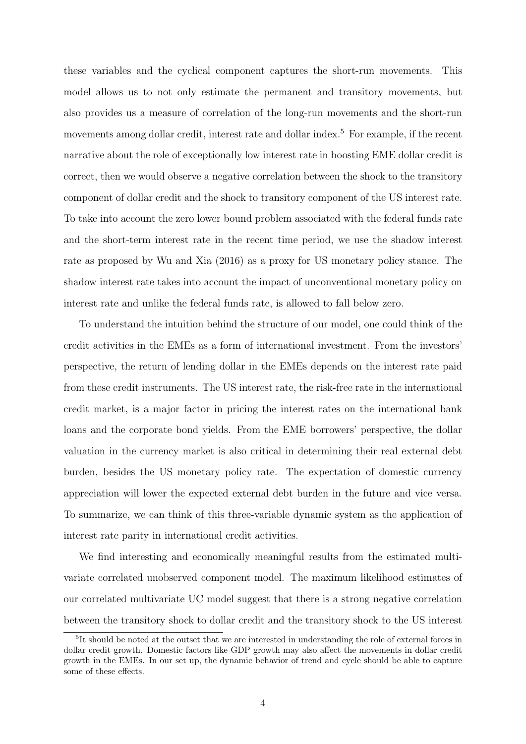these variables and the cyclical component captures the short-run movements. This model allows us to not only estimate the permanent and transitory movements, but also provides us a measure of correlation of the long-run movements and the short-run movements among dollar credit, interest rate and dollar index.[5] For example, if the recent narrative about the role of exceptionally low interest rate in boosting EME dollar credit is correct, then we would observe a negative correlation between the shock to the transitory component of dollar credit and the shock to transitory component of the US interest rate. To take into account the zero lower bound problem associated with the federal funds rate and the short-term interest rate in the recent time period, we use the shadow interest rate as proposed by Wu and Xia (2016) as a proxy for US monetary policy stance. The shadow interest rate takes into account the impact of unconventional monetary policy on interest rate and unlike the federal funds rate, is allowed to fall below zero.

To understand the intuition behind the structure of our model, one could think of the credit activities in the EMEs as a form of international investment. From the investors' perspective, the return of lending dollar in the EMEs depends on the interest rate paid from these credit instruments. The US interest rate, the risk-free rate in the international credit market, is a major factor in pricing the interest rates on the international bank loans and the corporate bond yields. From the EME borrowers' perspective, the dollar valuation in the currency market is also critical in determining their real external debt burden, besides the US monetary policy rate. The expectation of domestic currency appreciation will lower the expected external debt burden in the future and vice versa. To summarize, we can think of this three-variable dynamic system as the application of interest rate parity in international credit activities.

We find interesting and economically meaningful results from the estimated multivariate correlated unobserved component model. The maximum likelihood estimates of our correlated multivariate UC model suggest that there is a strong negative correlation between the transitory shock to dollar credit and the transitory shock to the US interest

[5] It should be noted at the outset that we are interested in understanding the role of external forces in dollar credit growth. Domestic factors like GDP growth may also affect the movements in dollar credit growth in the EMEs. In our set up, the dynamic behavior of trend and cycle should be able to capture some of these effects.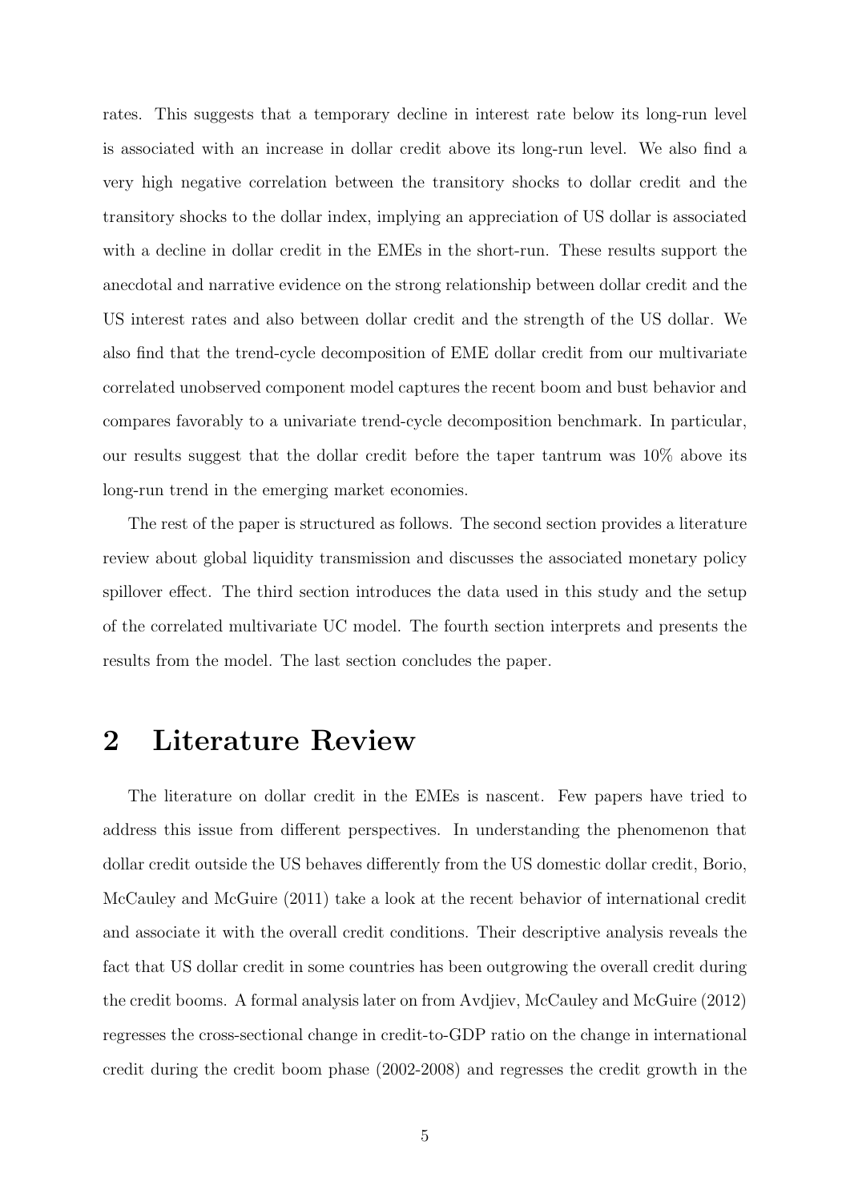rates. This suggests that a temporary decline in interest rate below its long-run level is associated with an increase in dollar credit above its long-run level. We also find a very high negative correlation between the transitory shocks to dollar credit and the transitory shocks to the dollar index, implying an appreciation of US dollar is associated with a decline in dollar credit in the EMEs in the short-run. These results support the anecdotal and narrative evidence on the strong relationship between dollar credit and the US interest rates and also between dollar credit and the strength of the US dollar. We also find that the trend-cycle decomposition of EME dollar credit from our multivariate correlated unobserved component model captures the recent boom and bust behavior and compares favorably to a univariate trend-cycle decomposition benchmark. In particular, our results suggest that the dollar credit before the taper tantrum was 10% above its long-run trend in the emerging market economies.

The rest of the paper is structured as follows. The second section provides a literature review about global liquidity transmission and discusses the associated monetary policy spillover effect. The third section introduces the data used in this study and the setup of the correlated multivariate UC model. The fourth section interprets and presents the results from the model. The last section concludes the paper.

# 2 Literature Review

The literature on dollar credit in the EMEs is nascent. Few papers have tried to address this issue from different perspectives. In understanding the phenomenon that dollar credit outside the US behaves differently from the US domestic dollar credit, Borio, McCauley and McGuire (2011) take a look at the recent behavior of international credit and associate it with the overall credit conditions. Their descriptive analysis reveals the fact that US dollar credit in some countries has been outgrowing the overall credit during the credit booms. A formal analysis later on from Avdjiev, McCauley and McGuire (2012) regresses the cross-sectional change in credit-to-GDP ratio on the change in international credit during the credit boom phase (2002-2008) and regresses the credit growth in the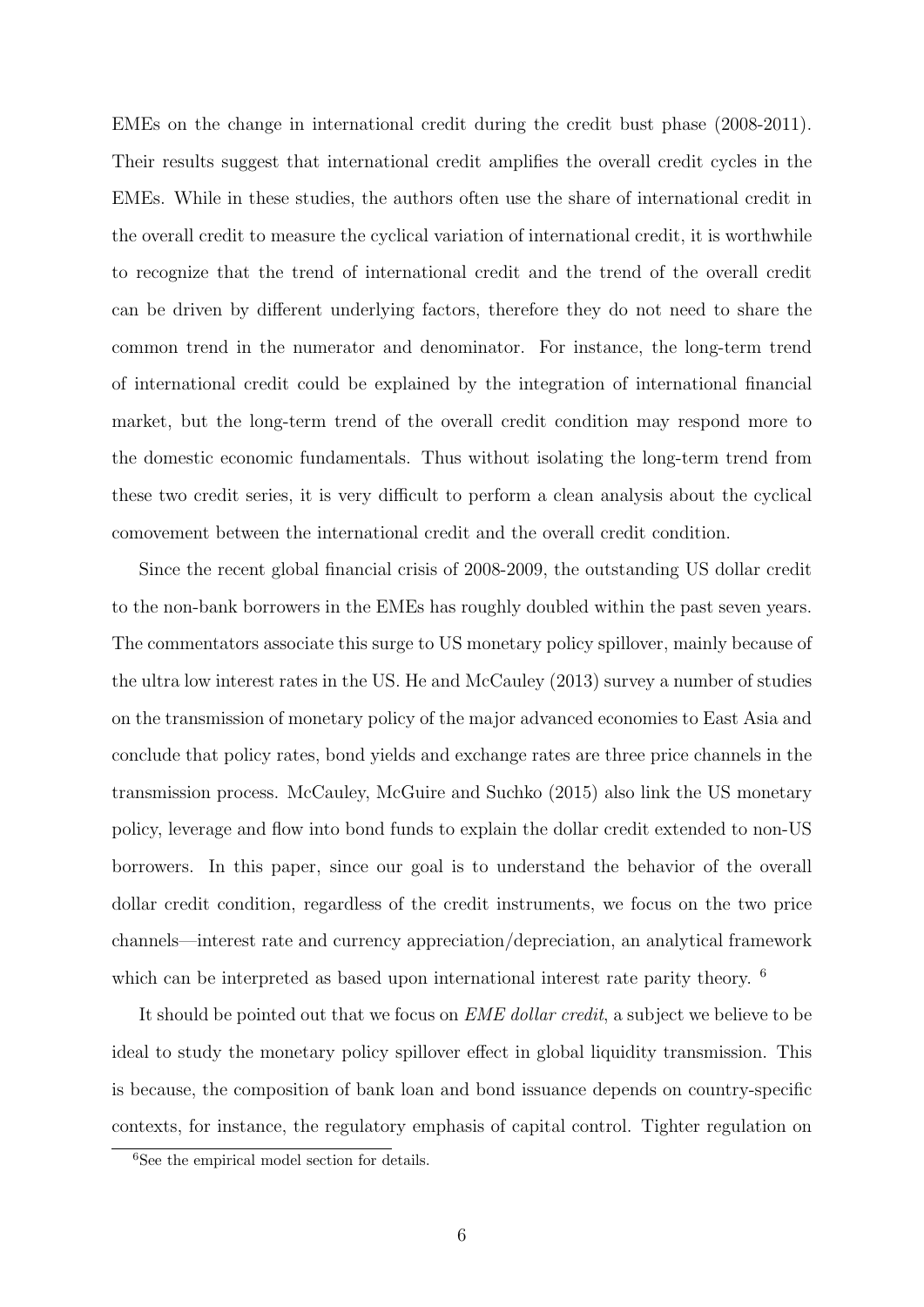EMEs on the change in international credit during the credit bust phase (2008-2011). Their results suggest that international credit amplifies the overall credit cycles in the EMEs. While in these studies, the authors often use the share of international credit in the overall credit to measure the cyclical variation of international credit, it is worthwhile to recognize that the trend of international credit and the trend of the overall credit can be driven by different underlying factors, therefore they do not need to share the common trend in the numerator and denominator. For instance, the long-term trend of international credit could be explained by the integration of international financial market, but the long-term trend of the overall credit condition may respond more to the domestic economic fundamentals. Thus without isolating the long-term trend from these two credit series, it is very difficult to perform a clean analysis about the cyclical comovement between the international credit and the overall credit condition.

Since the recent global financial crisis of 2008-2009, the outstanding US dollar credit to the non-bank borrowers in the EMEs has roughly doubled within the past seven years. The commentators associate this surge to US monetary policy spillover, mainly because of the ultra low interest rates in the US. He and McCauley (2013) survey a number of studies on the transmission of monetary policy of the major advanced economies to East Asia and conclude that policy rates, bond yields and exchange rates are three price channels in the transmission process. McCauley, McGuire and Suchko (2015) also link the US monetary policy, leverage and flow into bond funds to explain the dollar credit extended to non-US borrowers. In this paper, since our goal is to understand the behavior of the overall dollar credit condition, regardless of the credit instruments, we focus on the two price channels—interest rate and currency appreciation/depreciation, an analytical framework which can be interpreted as based upon international interest rate parity theory. [6]

It should be pointed out that we focus on *EME dollar credit*, a subject we believe to be ideal to study the monetary policy spillover effect in global liquidity transmission. This is because, the composition of bank loan and bond issuance depends on country-specific contexts, for instance, the regulatory emphasis of capital control. Tighter regulation on

[6] See the empirical model section for details.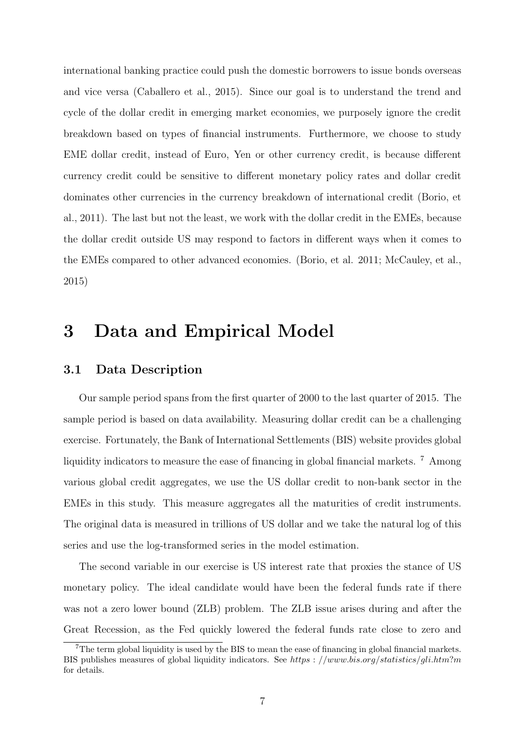international banking practice could push the domestic borrowers to issue bonds overseas and vice versa (Caballero et al., 2015). Since our goal is to understand the trend and cycle of the dollar credit in emerging market economies, we purposely ignore the credit breakdown based on types of financial instruments. Furthermore, we choose to study EME dollar credit, instead of Euro, Yen or other currency credit, is because different currency credit could be sensitive to different monetary policy rates and dollar credit dominates other currencies in the currency breakdown of international credit (Borio, et al., 2011). The last but not the least, we work with the dollar credit in the EMEs, because the dollar credit outside US may respond to factors in different ways when it comes to the EMEs compared to other advanced economies. (Borio, et al. 2011; McCauley, et al., 2015)

# 3 Data and Empirical Model

## 3.1 Data Description

Our sample period spans from the first quarter of 2000 to the last quarter of 2015. The sample period is based on data availability. Measuring dollar credit can be a challenging exercise. Fortunately, the Bank of International Settlements (BIS) website provides global liquidity indicators to measure the ease of financing in global financial markets. [7] Among various global credit aggregates, we use the US dollar credit to non-bank sector in the EMEs in this study. This measure aggregates all the maturities of credit instruments. The original data is measured in trillions of US dollar and we take the natural log of this series and use the log-transformed series in the model estimation.

The second variable in our exercise is US interest rate that proxies the stance of US monetary policy. The ideal candidate would have been the federal funds rate if there was not a zero lower bound (ZLB) problem. The ZLB issue arises during and after the Great Recession, as the Fed quickly lowered the federal funds rate close to zero and

[7] The term global liquidity is used by the BIS to mean the ease of financing in global financial markets. BIS publishes measures of global liquidity indicators. See *https : //www.bis.org/statistics/gli.htm?m* for details.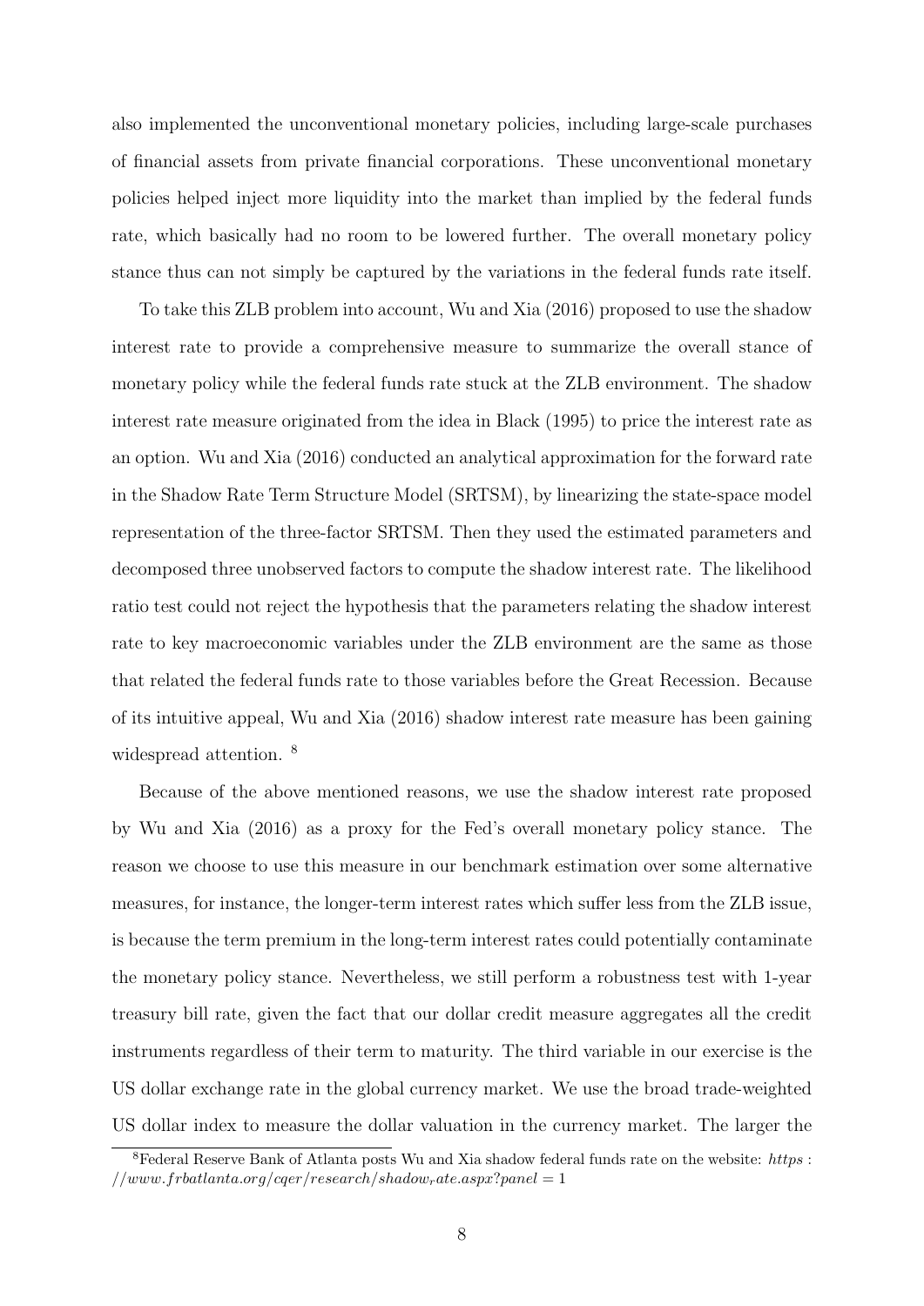also implemented the unconventional monetary policies, including large-scale purchases of financial assets from private financial corporations. These unconventional monetary policies helped inject more liquidity into the market than implied by the federal funds rate, which basically had no room to be lowered further. The overall monetary policy stance thus can not simply be captured by the variations in the federal funds rate itself.

To take this ZLB problem into account, Wu and Xia (2016) proposed to use the shadow interest rate to provide a comprehensive measure to summarize the overall stance of monetary policy while the federal funds rate stuck at the ZLB environment. The shadow interest rate measure originated from the idea in Black (1995) to price the interest rate as an option. Wu and Xia (2016) conducted an analytical approximation for the forward rate in the Shadow Rate Term Structure Model (SRTSM), by linearizing the state-space model representation of the three-factor SRTSM. Then they used the estimated parameters and decomposed three unobserved factors to compute the shadow interest rate. The likelihood ratio test could not reject the hypothesis that the parameters relating the shadow interest rate to key macroeconomic variables under the ZLB environment are the same as those that related the federal funds rate to those variables before the Great Recession. Because of its intuitive appeal, Wu and Xia (2016) shadow interest rate measure has been gaining widespread attention. [8]

Because of the above mentioned reasons, we use the shadow interest rate proposed by Wu and Xia (2016) as a proxy for the Fed's overall monetary policy stance. The reason we choose to use this measure in our benchmark estimation over some alternative measures, for instance, the longer-term interest rates which suffer less from the ZLB issue, is because the term premium in the long-term interest rates could potentially contaminate the monetary policy stance. Nevertheless, we still perform a robustness test with 1-year treasury bill rate, given the fact that our dollar credit measure aggregates all the credit instruments regardless of their term to maturity. The third variable in our exercise is the US dollar exchange rate in the global currency market. We use the broad trade-weighted US dollar index to measure the dollar valuation in the currency market. The larger the

[8] Federal Reserve Bank of Atlanta posts Wu and Xia shadow federal funds rate on the website: https://www.frbatlanta.org/cqer/research/shadow_rate.aspx?panel=1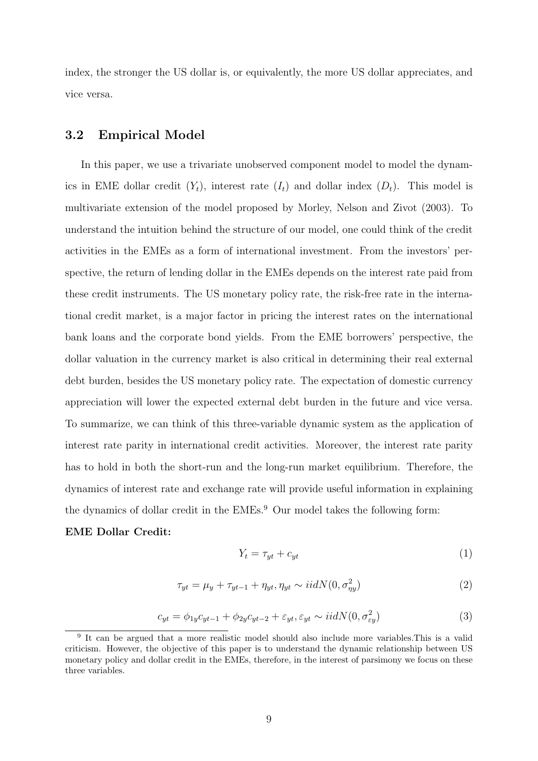index, the stronger the US dollar is, or equivalently, the more US dollar appreciates, and vice versa.

## 3.2 Empirical Model

In this paper, we use a trivariate unobserved component model to model the dynamics in EME dollar credit ($Y_t$), interest rate ($I_t$) and dollar index ($D_t$). This model is multivariate extension of the model proposed by Morley, Nelson and Zivot (2003). To understand the intuition behind the structure of our model, one could think of the credit activities in the EMEs as a form of international investment. From the investors' perspective, the return of lending dollar in the EMEs depends on the interest rate paid from these credit instruments. The US monetary policy rate, the risk-free rate in the international credit market, is a major factor in pricing the interest rates on the international bank loans and the corporate bond yields. From the EME borrowers' perspective, the dollar valuation in the currency market is also critical in determining their real external debt burden, besides the US monetary policy rate. The expectation of domestic currency appreciation will lower the expected external debt burden in the future and vice versa. To summarize, we can think of this three-variable dynamic system as the application of interest rate parity in international credit activities. Moreover, the interest rate parity has to hold in both the short-run and the long-run market equilibrium. Therefore, the dynamics of interest rate and exchange rate will provide useful information in explaining the dynamics of dollar credit in the EMEs.[9] Our model takes the following form:

**EME Dollar Credit:**

$$Y_t = \tau_{yt} + c_{yt} \tag{1}$$

$$\tau_{yt} = \mu_y + \tau_{yt-1} + \eta_{yt}, \eta_{yt} \sim iidN(0, \sigma^2_{\eta y}) \tag{2}$$

$$c_{yt} = \phi_{1y} c_{yt-1} + \phi_{2y} c_{yt-2} + \varepsilon_{yt}, \varepsilon_{yt} \sim iidN(0, \sigma^2_{\varepsilon y}) \tag{3}$$

[9] It can be argued that a more realistic model should also include more variables.This is a valid criticism. However, the objective of this paper is to understand the dynamic relationship between US monetary policy and dollar credit in the EMEs, therefore, in the interest of parsimony we focus on these three variables.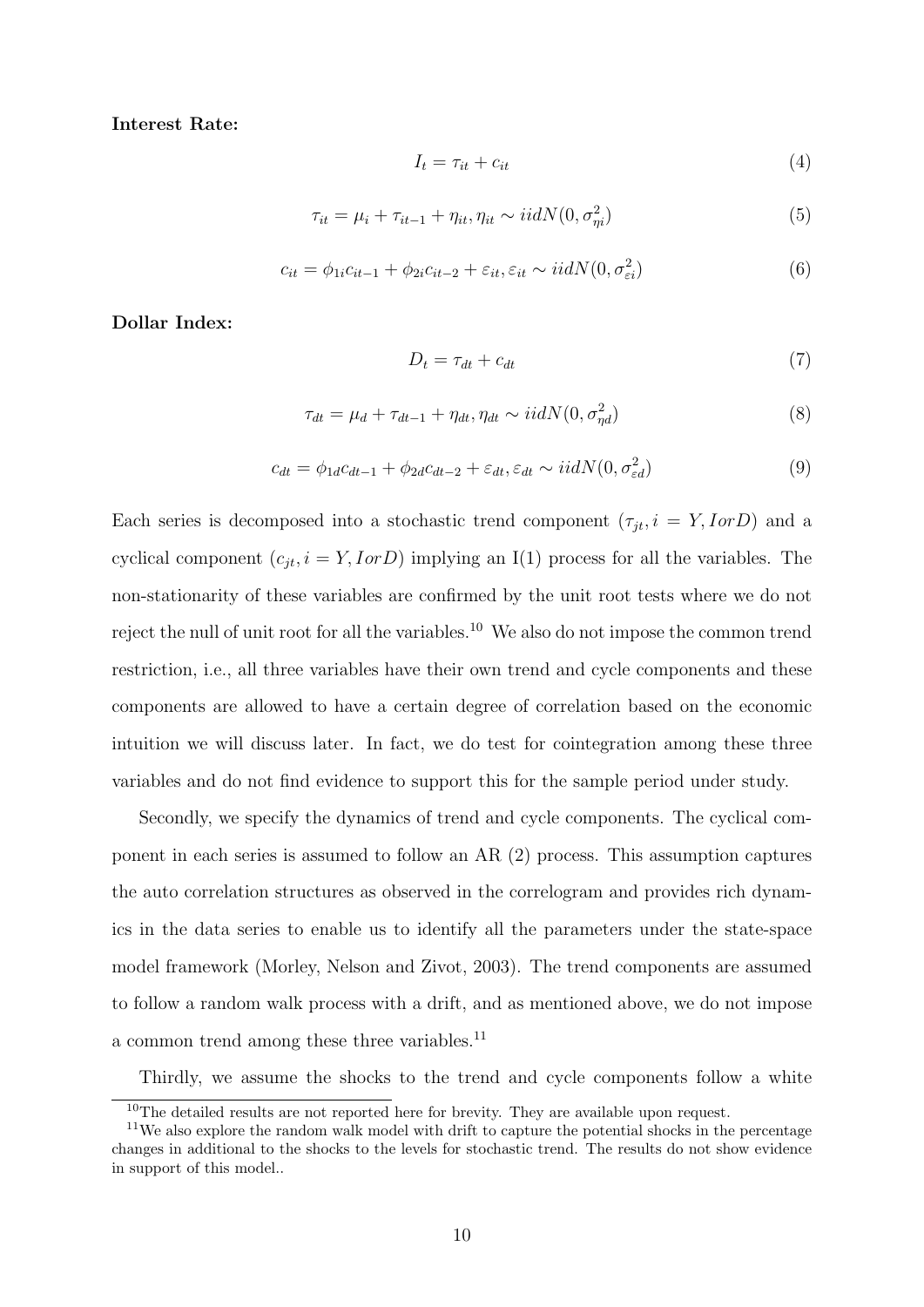**Interest Rate:**

$$I_t = \tau_{it} + c_{it} \tag{4}$$

$$\tau_{it} = \mu_i + \tau_{it-1} + \eta_{it}, \eta_{it} \sim iidN(0, \sigma^2_{\eta i}) \tag{5}$$

$$c_{it} = \phi_{1i} c_{it-1} + \phi_{2i} c_{it-2} + \varepsilon_{it}, \varepsilon_{it} \sim iidN(0, \sigma^2_{\varepsilon i}) \tag{6}$$

**Dollar Index:**

$$D_t = \tau_{dt} + c_{dt} \tag{7}$$

$$\tau_{dt} = \mu_d + \tau_{dt-1} + \eta_{dt}, \eta_{dt} \sim iidN(0, \sigma^2_{\eta d}) \tag{8}$$

$$c_{dt} = \phi_{1d} c_{dt-1} + \phi_{2d} c_{dt-2} + \varepsilon_{dt}, \varepsilon_{dt} \sim iidN(0, \sigma^2_{\varepsilon d}) \tag{9}$$

Each series is decomposed into a stochastic trend component ($\tau_{jt}, i = Y, IorD$) and a cyclical component ($c_{jt}, i = Y, IorD$) implying an I(1) process for all the variables. The non-stationarity of these variables are confirmed by the unit root tests where we do not reject the null of unit root for all the variables.[10] We also do not impose the common trend restriction, i.e., all three variables have their own trend and cycle components and these components are allowed to have a certain degree of correlation based on the economic intuition we will discuss later. In fact, we do test for cointegration among these three variables and do not find evidence to support this for the sample period under study.

Secondly, we specify the dynamics of trend and cycle components. The cyclical component in each series is assumed to follow an AR (2) process. This assumption captures the auto correlation structures as observed in the correlogram and provides rich dynamics in the data series to enable us to identify all the parameters under the state-space model framework (Morley, Nelson and Zivot, 2003). The trend components are assumed to follow a random walk process with a drift, and as mentioned above, we do not impose a common trend among these three variables.[11]

Thirdly, we assume the shocks to the trend and cycle components follow a white

[10] The detailed results are not reported here for brevity. They are available upon request.

[11] We also explore the random walk model with drift to capture the potential shocks in the percentage changes in additional to the shocks to the levels for stochastic trend. The results do not show evidence in support of this model..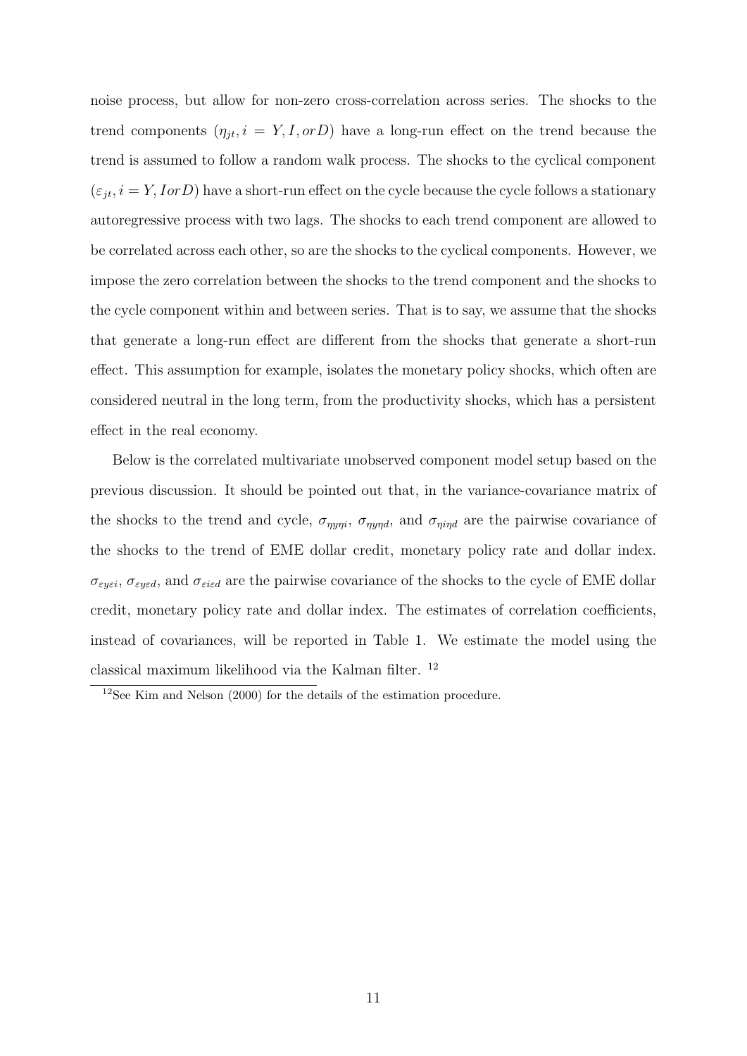noise process, but allow for non-zero cross-correlation across series. The shocks to the trend components ($\eta_{jt}, i = Y, I, or D$) have a long-run effect on the trend because the trend is assumed to follow a random walk process. The shocks to the cyclical component ($\varepsilon_{jt}, i = Y, I or D$) have a short-run effect on the cycle because the cycle follows a stationary autoregressive process with two lags. The shocks to each trend component are allowed to be correlated across each other, so are the shocks to the cyclical components. However, we impose the zero correlation between the shocks to the trend component and the shocks to the cycle component within and between series. That is to say, we assume that the shocks that generate a long-run effect are different from the shocks that generate a short-run effect. This assumption for example, isolates the monetary policy shocks, which often are considered neutral in the long term, from the productivity shocks, which has a persistent effect in the real economy.

Below is the correlated multivariate unobserved component model setup based on the previous discussion. It should be pointed out that, in the variance-covariance matrix of the shocks to the trend and cycle, $\sigma_{\eta y \eta i}$, $\sigma_{\eta y \eta d}$, and $\sigma_{\eta i \eta d}$ are the pairwise covariance of the shocks to the trend of EME dollar credit, monetary policy rate and dollar index. $\sigma_{\varepsilon y \varepsilon i}$, $\sigma_{\varepsilon y \varepsilon d}$, and $\sigma_{\varepsilon i \varepsilon d}$ are the pairwise covariance of the shocks to the cycle of EME dollar credit, monetary policy rate and dollar index. The estimates of correlation coefficients, instead of covariances, will be reported in Table 1. We estimate the model using the classical maximum likelihood via the Kalman filter. [12]

[12] See Kim and Nelson (2000) for the details of the estimation procedure.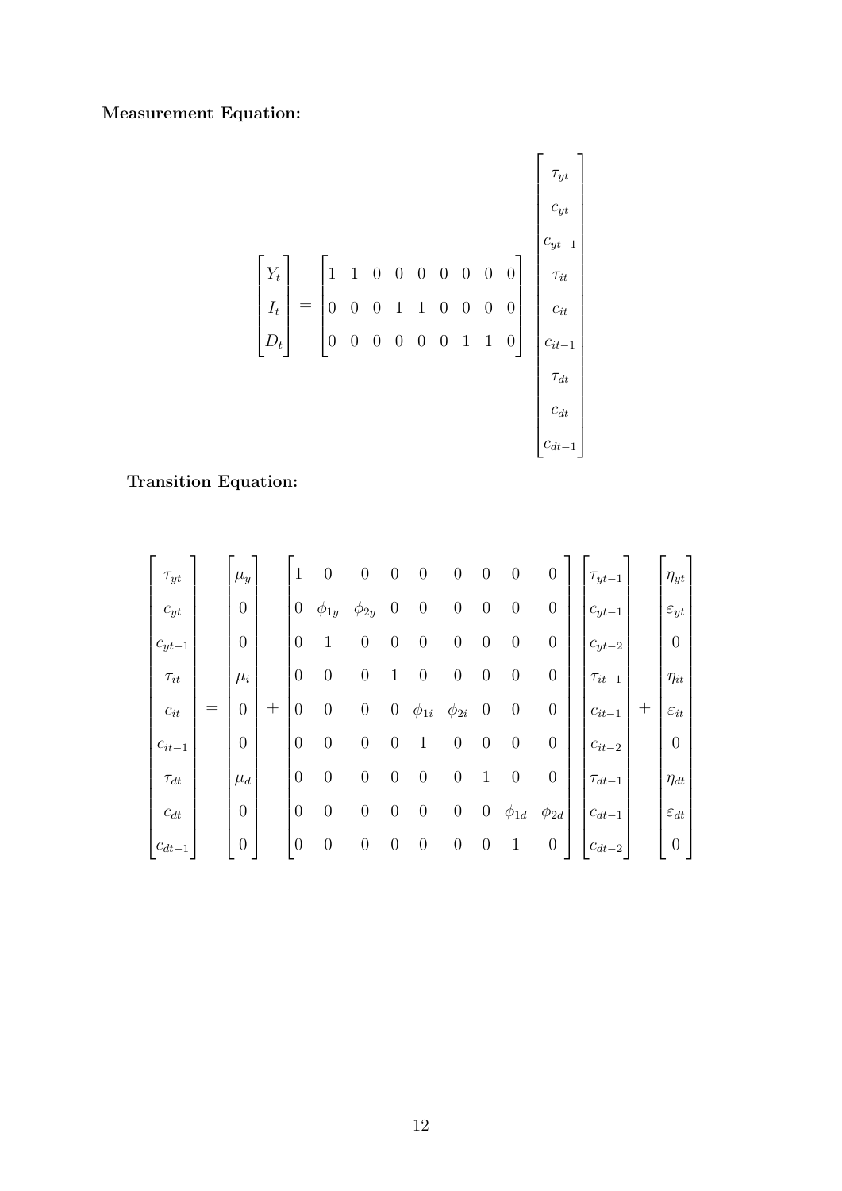**Measurement Equation:**

$$
\begin{bmatrix} Y_t \\ I_t \\ D_t \end{bmatrix} = \begin{bmatrix} 1 & 1 & 0 & 0 & 0 & 0 & 0 & 0 & 0 \\ 0 & 0 & 0 & 1 & 1 & 0 & 0 & 0 & 0 \\ 0 & 0 & 0 & 0 & 0 & 0 & 1 & 1 & 0 \end{bmatrix} \begin{bmatrix} \tau_{yt} \\ c_{yt} \\ c_{yt-1} \\ \tau_{it} \\ c_{it} \\ c_{it-1} \\ \tau_{dt} \\ c_{dt} \\ c_{dt-1} \end{bmatrix}
$$

**Transition Equation:**

$$
\begin{bmatrix} \tau_{yt} \\ c_{yt} \\ c_{yt-1} \\ \tau_{it} \\ c_{it} \\ c_{it-1} \\ \tau_{dt} \\ c_{dt} \\ c_{dt-1} \end{bmatrix} = \begin{bmatrix} \mu_y \\ 0 \\ 0 \\ \mu_i \\ 0 \\ 0 \\ \mu_d \\ 0 \\ 0 \end{bmatrix} + \begin{bmatrix} 1 & 0 & 0 & 0 & 0 & 0 & 0 & 0 & 0 \\ 0 & \phi_{1y} & \phi_{2y} & 0 & 0 & 0 & 0 & 0 & 0 \\ 0 & 1 & 0 & 0 & 0 & 0 & 0 & 0 & 0 \\ 0 & 0 & 0 & 1 & 0 & 0 & 0 & 0 & 0 \\ 0 & 0 & 0 & 0 & \phi_{1i} & \phi_{2i} & 0 & 0 & 0 \\ 0 & 0 & 0 & 0 & 1 & 0 & 0 & 0 & 0 \\ 0 & 0 & 0 & 0 & 0 & 0 & 1 & 0 & 0 \\ 0 & 0 & 0 & 0 & 0 & 0 & 0 & \phi_{1d} & \phi_{2d} \\ 0 & 0 & 0 & 0 & 0 & 0 & 0 & 1 & 0 \end{bmatrix} \begin{bmatrix} \tau_{yt-1} \\ c_{yt-1} \\ c_{yt-2} \\ \tau_{it-1} \\ c_{it-1} \\ c_{it-2} \\ \tau_{dt-1} \\ c_{dt-1} \\ c_{dt-2} \end{bmatrix} + \begin{bmatrix} \eta_{yt} \\ \varepsilon_{yt} \\ 0 \\ \eta_{it} \\ \varepsilon_{it} \\ 0 \\ \eta_{dt} \\ \varepsilon_{dt} \\ 0 \end{bmatrix}
$$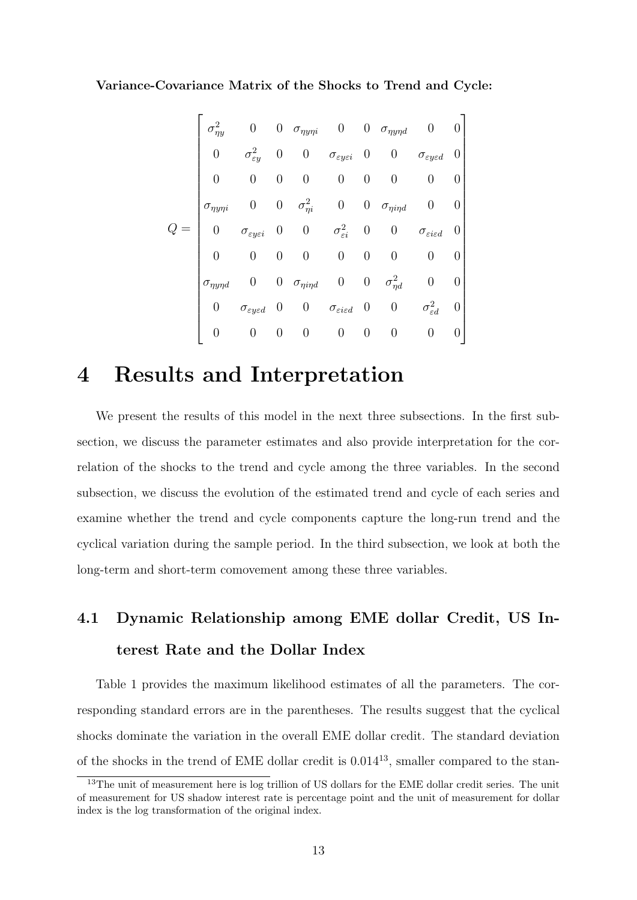**Variance-Covariance Matrix of the Shocks to Trend and Cycle:**

$$
Q = \begin{bmatrix}
\sigma_{\eta y}^2 & 0 & 0 & \sigma_{\eta y \eta i} & 0 & 0 & \sigma_{\eta y \eta d} & 0 & 0 \\
0 & \sigma_{\varepsilon y}^2 & 0 & 0 & \sigma_{\varepsilon y \varepsilon i} & 0 & 0 & \sigma_{\varepsilon y \varepsilon d} & 0 \\
0 & 0 & 0 & 0 & 0 & 0 & 0 & 0 & 0 \\
\sigma_{\eta y \eta i} & 0 & 0 & \sigma_{\eta i}^2 & 0 & 0 & \sigma_{\eta i \eta d} & 0 & 0 \\
0 & \sigma_{\varepsilon y \varepsilon i} & 0 & 0 & \sigma_{\varepsilon i}^2 & 0 & 0 & \sigma_{\varepsilon i \varepsilon d} & 0 \\
0 & 0 & 0 & 0 & 0 & 0 & 0 & 0 & 0 \\
\sigma_{\eta y \eta d} & 0 & 0 & \sigma_{\eta i \eta d} & 0 & 0 & \sigma_{\eta d}^2 & 0 & 0 \\
0 & \sigma_{\varepsilon y \varepsilon d} & 0 & 0 & \sigma_{\varepsilon i \varepsilon d} & 0 & 0 & \sigma_{\varepsilon d}^2 & 0 \\
0 & 0 & 0 & 0 & 0 & 0 & 0 & 0 & 0
\end{bmatrix}
$$

# 4 Results and Interpretation

We present the results of this model in the next three subsections. In the first subsection, we discuss the parameter estimates and also provide interpretation for the correlation of the shocks to the trend and cycle among the three variables. In the second subsection, we discuss the evolution of the estimated trend and cycle of each series and examine whether the trend and cycle components capture the long-run trend and the cyclical variation during the sample period. In the third subsection, we look at both the long-term and short-term comovement among these three variables.

## 4.1 Dynamic Relationship among EME dollar Credit, US Interest Rate and the Dollar Index

Table 1 provides the maximum likelihood estimates of all the parameters. The corresponding standard errors are in the parentheses. The results suggest that the cyclical shocks dominate the variation in the overall EME dollar credit. The standard deviation of the shocks in the trend of EME dollar credit is 0.014[13], smaller compared to the stan-

[13] The unit of measurement here is log trillion of US dollars for the EME dollar credit series. The unit of measurement for US shadow interest rate is percentage point and the unit of measurement for dollar index is the log transformation of the original index.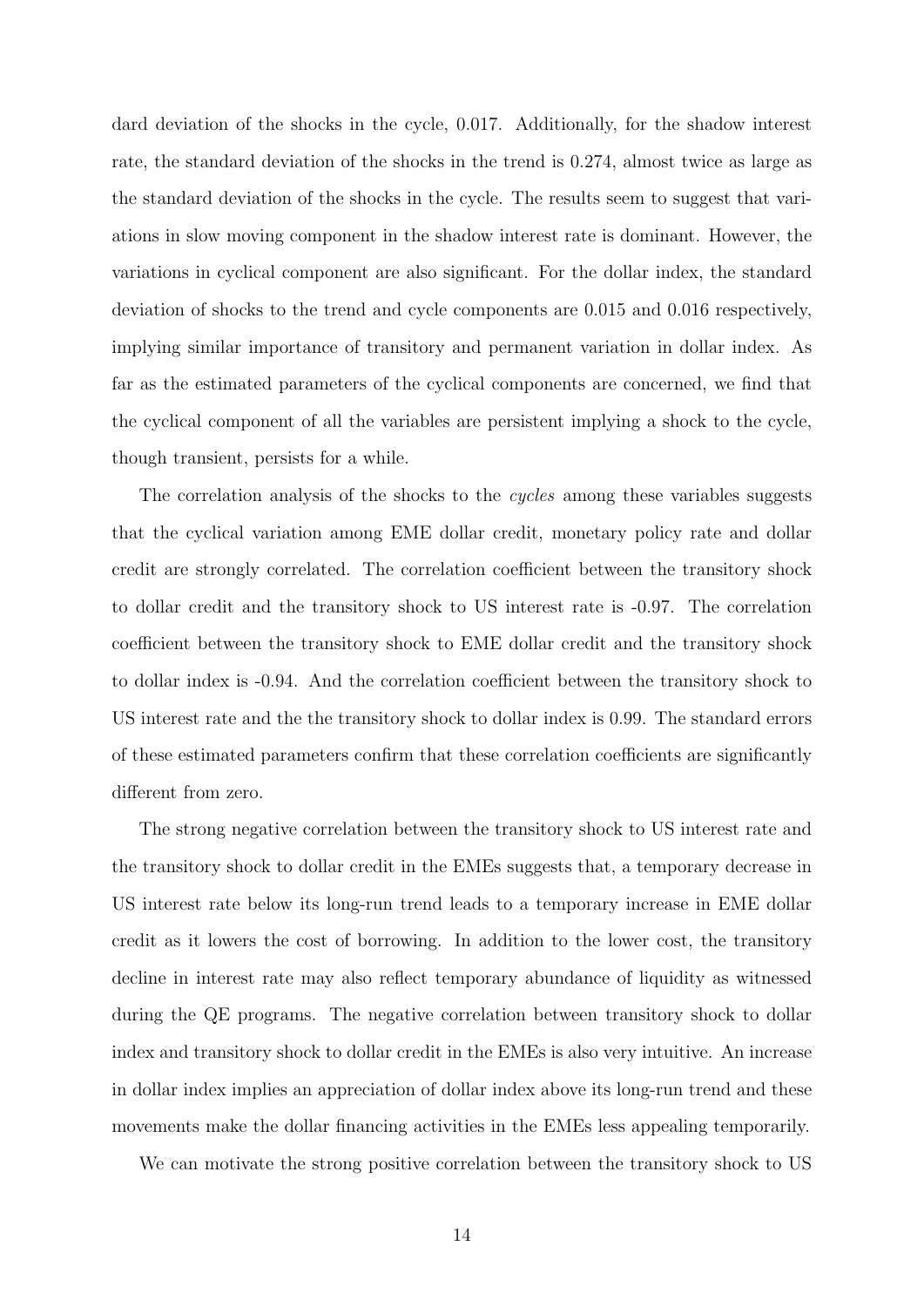dard deviation of the shocks in the cycle, 0.017. Additionally, for the shadow interest rate, the standard deviation of the shocks in the trend is 0.274, almost twice as large as the standard deviation of the shocks in the cycle. The results seem to suggest that variations in slow moving component in the shadow interest rate is dominant. However, the variations in cyclical component are also significant. For the dollar index, the standard deviation of shocks to the trend and cycle components are 0.015 and 0.016 respectively, implying similar importance of transitory and permanent variation in dollar index. As far as the estimated parameters of the cyclical components are concerned, we find that the cyclical component of all the variables are persistent implying a shock to the cycle, though transient, persists for a while.

The correlation analysis of the shocks to the *cycles* among these variables suggests that the cyclical variation among EME dollar credit, monetary policy rate and dollar credit are strongly correlated. The correlation coefficient between the transitory shock to dollar credit and the transitory shock to US interest rate is -0.97. The correlation coefficient between the transitory shock to EME dollar credit and the transitory shock to dollar index is -0.94. And the correlation coefficient between the transitory shock to US interest rate and the the transitory shock to dollar index is 0.99. The standard errors of these estimated parameters confirm that these correlation coefficients are significantly different from zero.

The strong negative correlation between the transitory shock to US interest rate and the transitory shock to dollar credit in the EMEs suggests that, a temporary decrease in US interest rate below its long-run trend leads to a temporary increase in EME dollar credit as it lowers the cost of borrowing. In addition to the lower cost, the transitory decline in interest rate may also reflect temporary abundance of liquidity as witnessed during the QE programs. The negative correlation between transitory shock to dollar index and transitory shock to dollar credit in the EMEs is also very intuitive. An increase in dollar index implies an appreciation of dollar index above its long-run trend and these movements make the dollar financing activities in the EMEs less appealing temporarily.

We can motivate the strong positive correlation between the transitory shock to US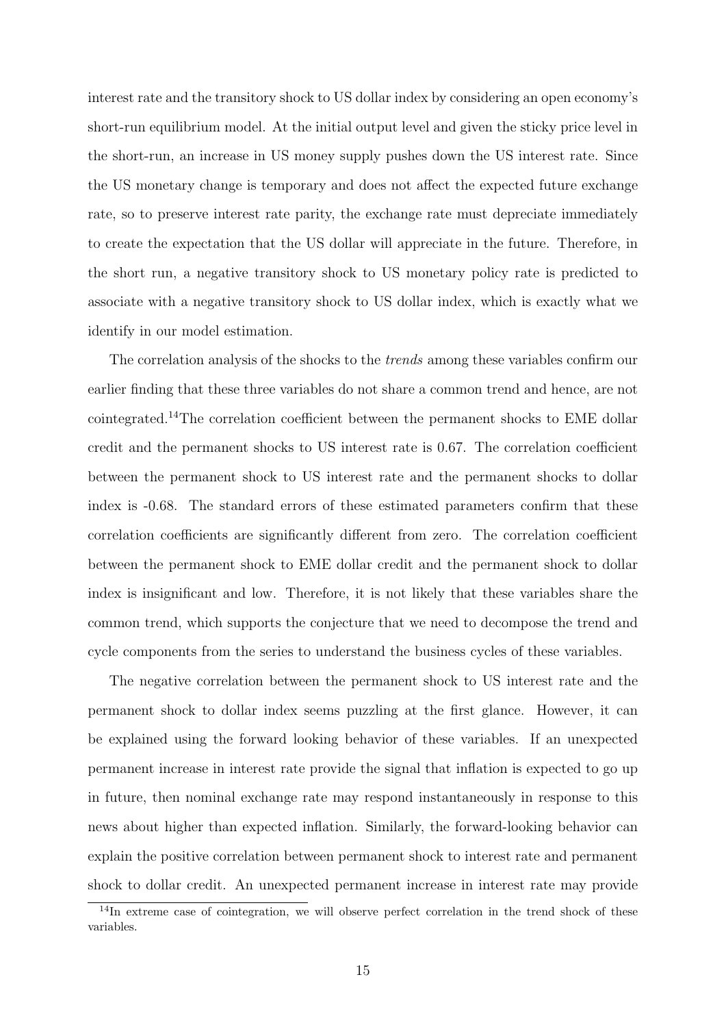interest rate and the transitory shock to US dollar index by considering an open economy's short-run equilibrium model. At the initial output level and given the sticky price level in the short-run, an increase in US money supply pushes down the US interest rate. Since the US monetary change is temporary and does not affect the expected future exchange rate, so to preserve interest rate parity, the exchange rate must depreciate immediately to create the expectation that the US dollar will appreciate in the future. Therefore, in the short run, a negative transitory shock to US monetary policy rate is predicted to associate with a negative transitory shock to US dollar index, which is exactly what we identify in our model estimation.

The correlation analysis of the shocks to the *trends* among these variables confirm our earlier finding that these three variables do not share a common trend and hence, are not cointegrated.[14]The correlation coefficient between the permanent shocks to EME dollar credit and the permanent shocks to US interest rate is 0.67. The correlation coefficient between the permanent shock to US interest rate and the permanent shocks to dollar index is -0.68. The standard errors of these estimated parameters confirm that these correlation coefficients are significantly different from zero. The correlation coefficient between the permanent shock to EME dollar credit and the permanent shock to dollar index is insignificant and low. Therefore, it is not likely that these variables share the common trend, which supports the conjecture that we need to decompose the trend and cycle components from the series to understand the business cycles of these variables.

The negative correlation between the permanent shock to US interest rate and the permanent shock to dollar index seems puzzling at the first glance. However, it can be explained using the forward looking behavior of these variables. If an unexpected permanent increase in interest rate provide the signal that inflation is expected to go up in future, then nominal exchange rate may respond instantaneously in response to this news about higher than expected inflation. Similarly, the forward-looking behavior can explain the positive correlation between permanent shock to interest rate and permanent shock to dollar credit. An unexpected permanent increase in interest rate may provide

[14]In extreme case of cointegration, we will observe perfect correlation in the trend shock of these variables.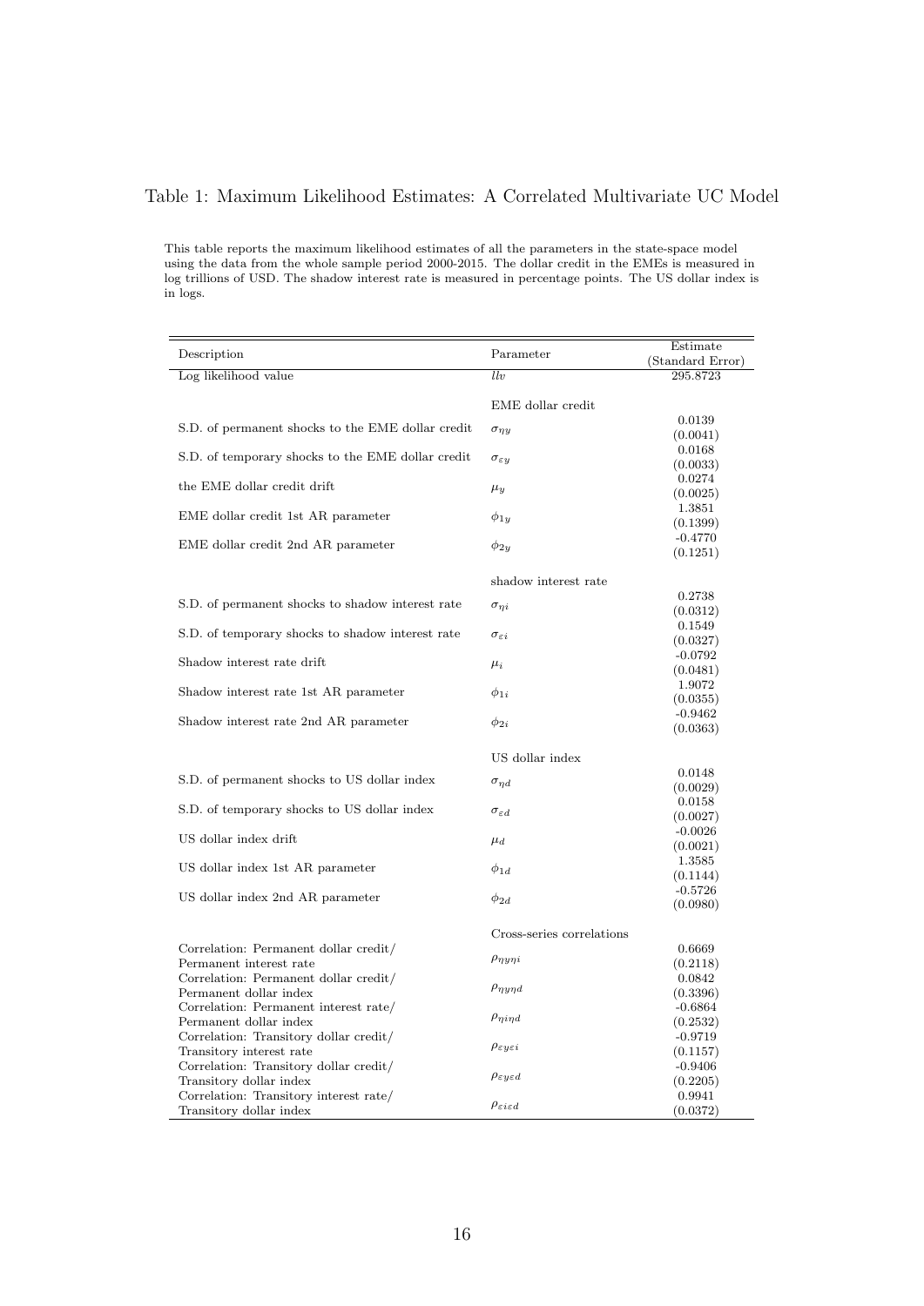# Table 1: Maximum Likelihood Estimates: A Correlated Multivariate UC Model

This table reports the maximum likelihood estimates of all the parameters in the state-space model using the data from the whole sample period 2000-2015. The dollar credit in the EMEs is measured in log trillions of USD. The shadow interest rate is measured in percentage points. The US dollar index is in logs.

| Description | Parameter | Estimate (Standard Error) |
|---|---|---|
| Log likelihood value | $llv$ | 295.8723 |
| | EME dollar credit | |
| S.D. of permanent shocks to the EME dollar credit | $\sigma_{\eta y}$ | 0.0139 (0.0041) |
| S.D. of temporary shocks to the EME dollar credit | $\sigma_{\varepsilon y}$ | 0.0168 (0.0033) |
| the EME dollar credit drift | $\mu_y$ | 0.0274 (0.0025) |
| EME dollar credit 1st AR parameter | $\phi_{1y}$ | 1.3851 (0.1399) |
| EME dollar credit 2nd AR parameter | $\phi_{2y}$ | -0.4770 (0.1251) |
| | shadow interest rate | |
| S.D. of permanent shocks to shadow interest rate | $\sigma_{\eta i}$ | 0.2738 (0.0312) |
| S.D. of temporary shocks to shadow interest rate | $\sigma_{\varepsilon i}$ | 0.1549 (0.0327) |
| Shadow interest rate drift | $\mu_i$ | -0.0792 (0.0481) |
| Shadow interest rate 1st AR parameter | $\phi_{1i}$ | 1.9072 (0.0355) |
| Shadow interest rate 2nd AR parameter | $\phi_{2i}$ | -0.9462 (0.0363) |
| | US dollar index | |
| S.D. of permanent shocks to US dollar index | $\sigma_{\eta d}$ | 0.0148 (0.0029) |
| S.D. of temporary shocks to US dollar index | $\sigma_{\varepsilon d}$ | 0.0158 (0.0027) |
| US dollar index drift | $\mu_d$ | -0.0026 (0.0021) |
| US dollar index 1st AR parameter | $\phi_{1d}$ | 1.3585 (0.1144) |
| US dollar index 2nd AR parameter | $\phi_{2d}$ | -0.5726 (0.0980) |
| | Cross-series correlations | |
| Correlation: Permanent dollar credit/ Permanent interest rate | $\rho_{\eta y \eta i}$ | 0.6669 (0.2118) |
| Correlation: Permanent dollar credit/ Permanent dollar index | $\rho_{\eta y \eta d}$ | 0.0842 (0.3396) |
| Correlation: Permanent interest rate/ Permanent dollar index | $\rho_{\eta i \eta d}$ | -0.6864 (0.2532) |
| Correlation: Transitory dollar credit/ Transitory interest rate | $\rho_{\varepsilon y \varepsilon i}$ | -0.9719 (0.1157) |
| Correlation: Transitory dollar credit/ Transitory dollar index | $\rho_{\varepsilon y \varepsilon d}$ | -0.9406 (0.2205) |
| Correlation: Transitory interest rate/ Transitory dollar index | $\rho_{\varepsilon i \varepsilon d}$ | 0.9941 (0.0372) |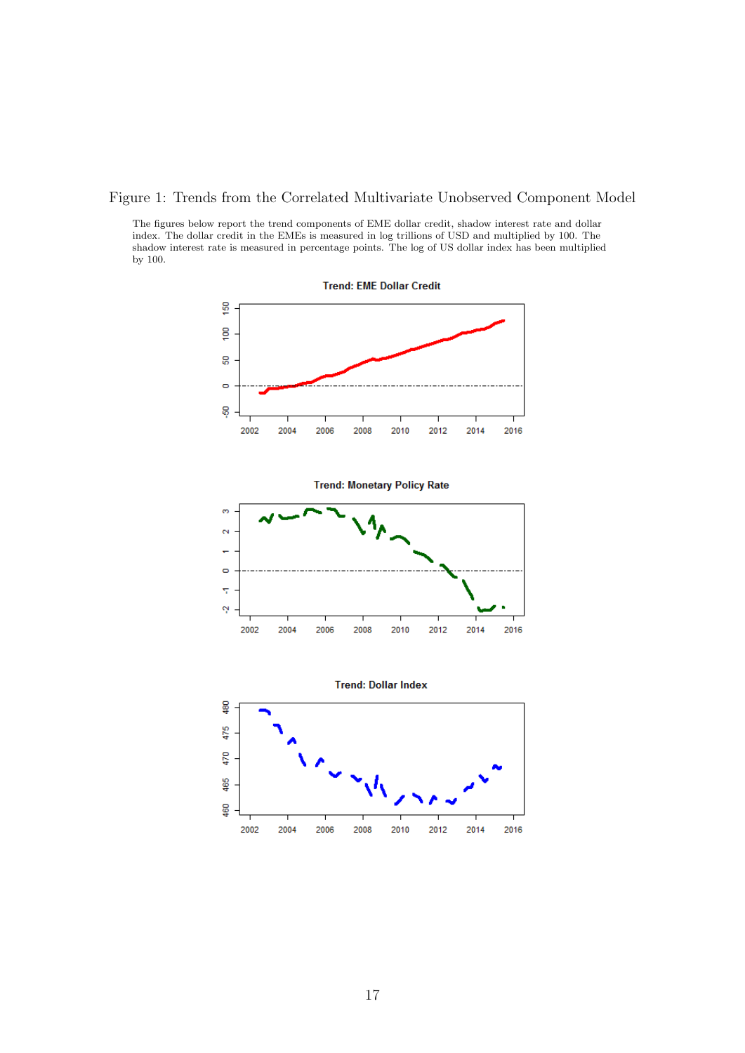Figure 1: Trends from the Correlated Multivariate Unobserved Component Model

The figures below report the trend components of EME dollar credit, shadow interest rate and dollar index. The dollar credit in the EMEs is measured in log trillions of USD and multiplied by 100. The shadow interest rate is measured in percentage points. The log of US dollar index has been multiplied by 100.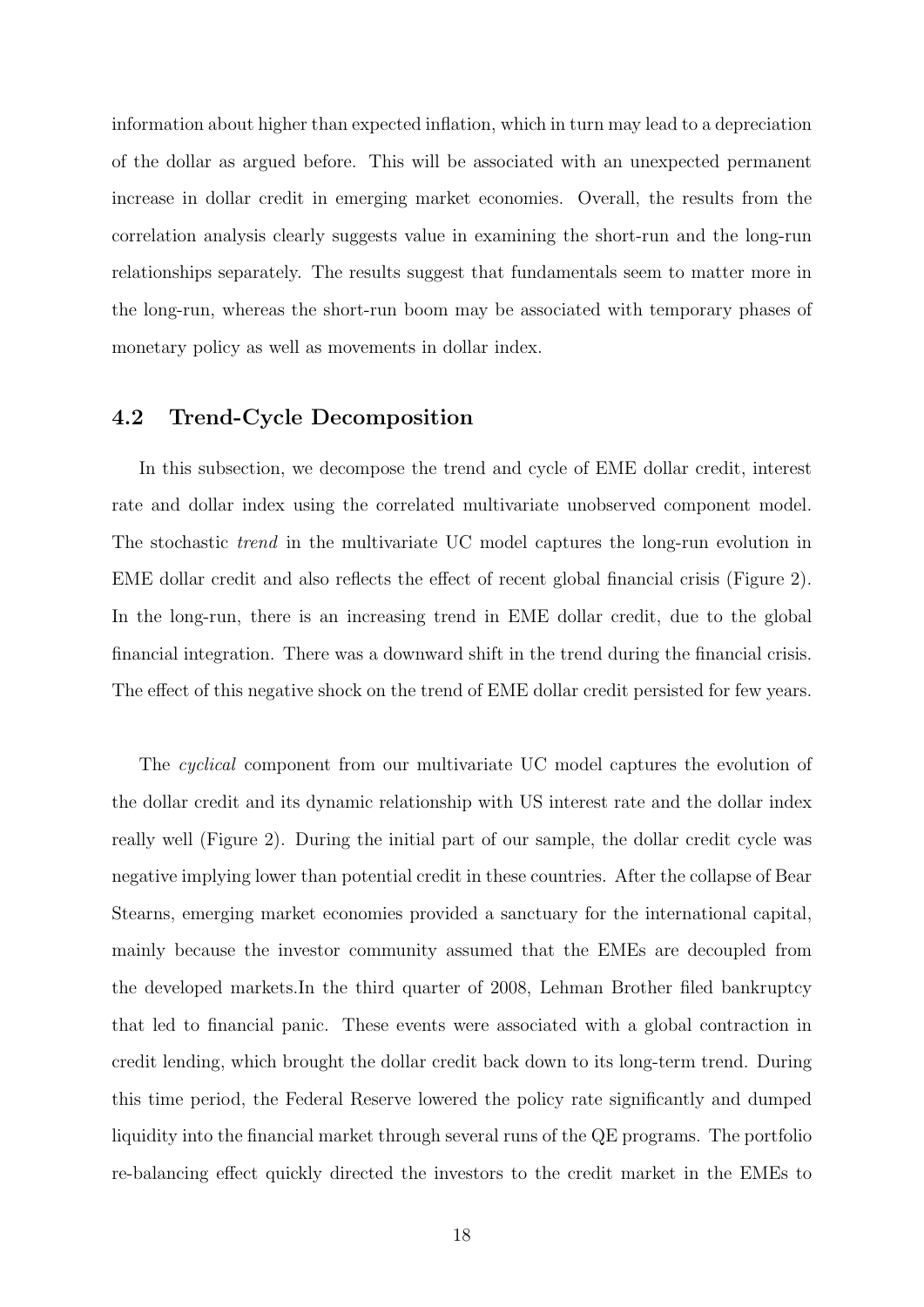information about higher than expected inflation, which in turn may lead to a depreciation of the dollar as argued before. This will be associated with an unexpected permanent increase in dollar credit in emerging market economies. Overall, the results from the correlation analysis clearly suggests value in examining the short-run and the long-run relationships separately. The results suggest that fundamentals seem to matter more in the long-run, whereas the short-run boom may be associated with temporary phases of monetary policy as well as movements in dollar index.

## 4.2 Trend-Cycle Decomposition

In this subsection, we decompose the trend and cycle of EME dollar credit, interest rate and dollar index using the correlated multivariate unobserved component model. The stochastic *trend* in the multivariate UC model captures the long-run evolution in EME dollar credit and also reflects the effect of recent global financial crisis (Figure 2). In the long-run, there is an increasing trend in EME dollar credit, due to the global financial integration. There was a downward shift in the trend during the financial crisis. The effect of this negative shock on the trend of EME dollar credit persisted for few years.

The *cyclical* component from our multivariate UC model captures the evolution of the dollar credit and its dynamic relationship with US interest rate and the dollar index really well (Figure 2). During the initial part of our sample, the dollar credit cycle was negative implying lower than potential credit in these countries. After the collapse of Bear Stearns, emerging market economies provided a sanctuary for the international capital, mainly because the investor community assumed that the EMEs are decoupled from the developed markets.In the third quarter of 2008, Lehman Brother filed bankruptcy that led to financial panic. These events were associated with a global contraction in credit lending, which brought the dollar credit back down to its long-term trend. During this time period, the Federal Reserve lowered the policy rate significantly and dumped liquidity into the financial market through several runs of the QE programs. The portfolio re-balancing effect quickly directed the investors to the credit market in the EMEs to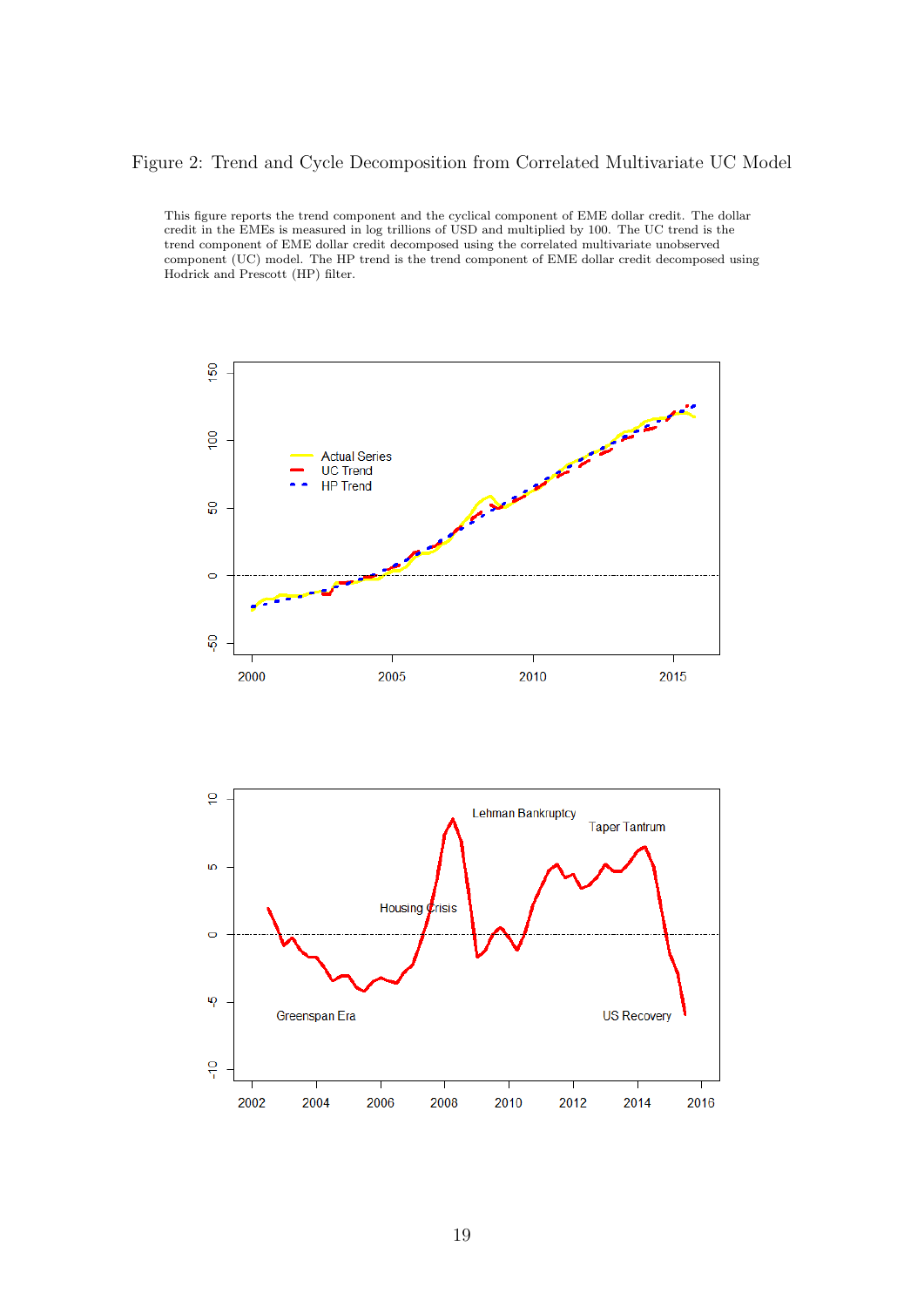Figure 2: Trend and Cycle Decomposition from Correlated Multivariate UC Model

This figure reports the trend component and the cyclical component of EME dollar credit. The dollar credit in the EMEs is measured in log trillions of USD and multiplied by 100. The UC trend is the trend component of EME dollar credit decomposed using the correlated multivariate unobserved component (UC) model. The HP trend is the trend component of EME dollar credit decomposed using Hodrick and Prescott (HP) filter.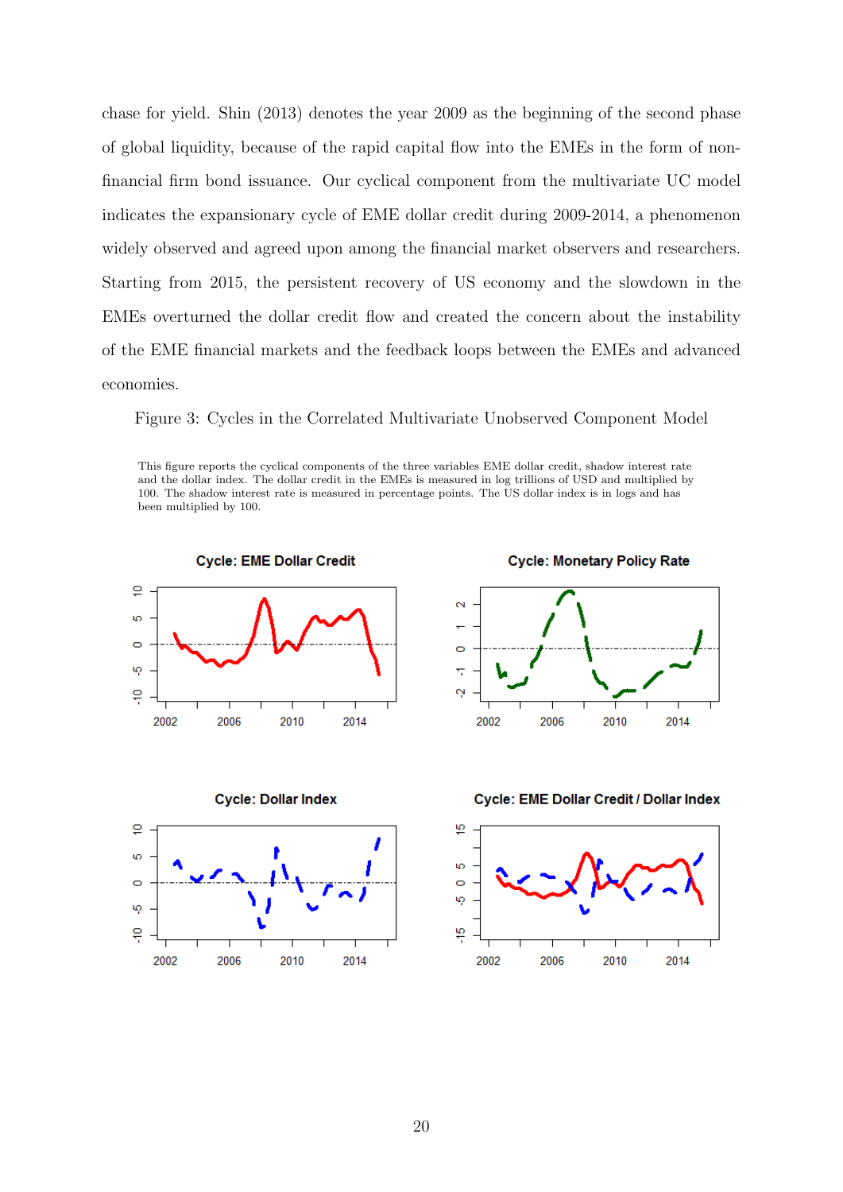chase for yield. Shin (2013) denotes the year 2009 as the beginning of the second phase of global liquidity, because of the rapid capital flow into the EMEs in the form of non-financial firm bond issuance. Our cyclical component from the multivariate UC model indicates the expansionary cycle of EME dollar credit during 2009-2014, a phenomenon widely observed and agreed upon among the financial market observers and researchers. Starting from 2015, the persistent recovery of US economy and the slowdown in the EMEs overturned the dollar credit flow and created the concern about the instability of the EME financial markets and the feedback loops between the EMEs and advanced economies.

Figure 3: Cycles in the Correlated Multivariate Unobserved Component Model

This figure reports the cyclical components of the three variables EME dollar credit, shadow interest rate and the dollar index. The dollar credit in the EMEs is measured in log trillions of USD and multiplied by 100. The shadow interest rate is measured in percentage points. The US dollar index is in logs and has been multiplied by 100.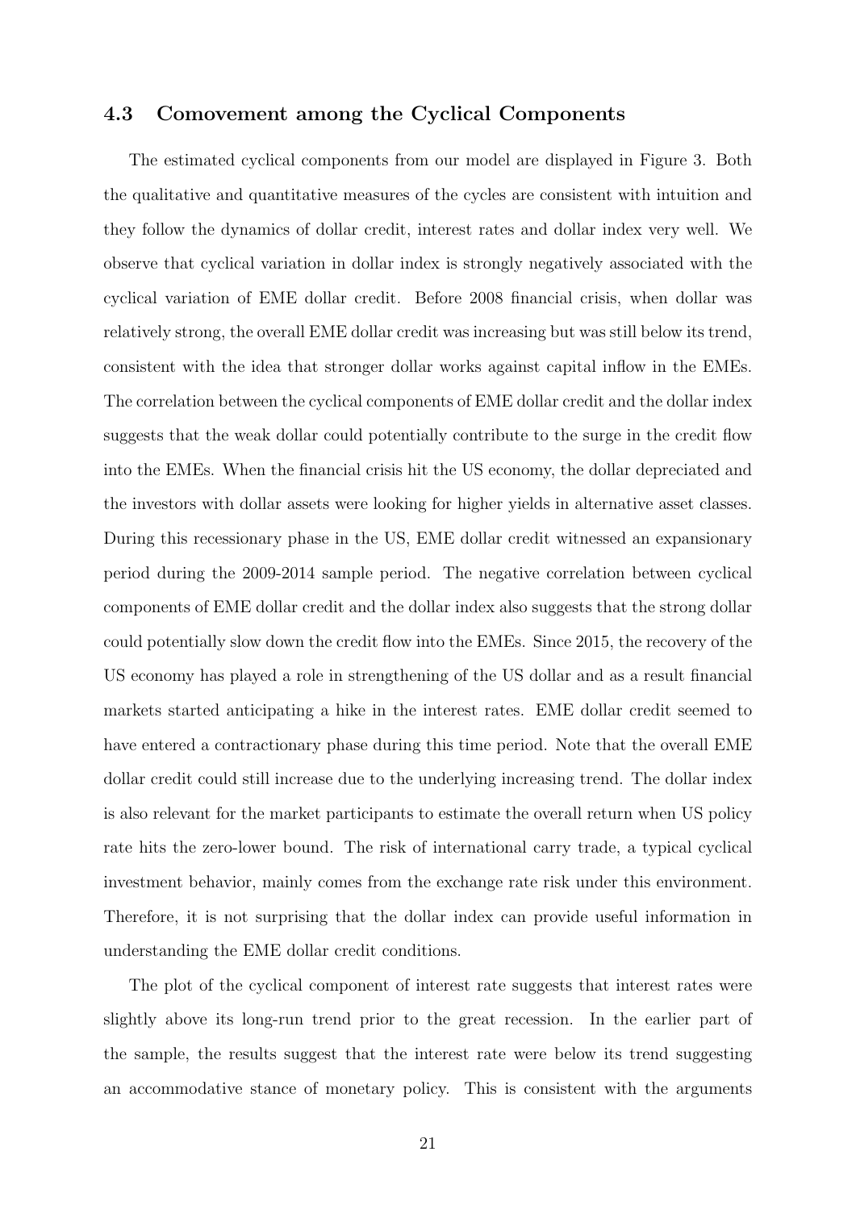### 4.3 Comovement among the Cyclical Components

The estimated cyclical components from our model are displayed in Figure 3. Both the qualitative and quantitative measures of the cycles are consistent with intuition and they follow the dynamics of dollar credit, interest rates and dollar index very well. We observe that cyclical variation in dollar index is strongly negatively associated with the cyclical variation of EME dollar credit. Before 2008 financial crisis, when dollar was relatively strong, the overall EME dollar credit was increasing but was still below its trend, consistent with the idea that stronger dollar works against capital inflow in the EMEs. The correlation between the cyclical components of EME dollar credit and the dollar index suggests that the weak dollar could potentially contribute to the surge in the credit flow into the EMEs. When the financial crisis hit the US economy, the dollar depreciated and the investors with dollar assets were looking for higher yields in alternative asset classes. During this recessionary phase in the US, EME dollar credit witnessed an expansionary period during the 2009-2014 sample period. The negative correlation between cyclical components of EME dollar credit and the dollar index also suggests that the strong dollar could potentially slow down the credit flow into the EMEs. Since 2015, the recovery of the US economy has played a role in strengthening of the US dollar and as a result financial markets started anticipating a hike in the interest rates. EME dollar credit seemed to have entered a contractionary phase during this time period. Note that the overall EME dollar credit could still increase due to the underlying increasing trend. The dollar index is also relevant for the market participants to estimate the overall return when US policy rate hits the zero-lower bound. The risk of international carry trade, a typical cyclical investment behavior, mainly comes from the exchange rate risk under this environment. Therefore, it is not surprising that the dollar index can provide useful information in understanding the EME dollar credit conditions.

The plot of the cyclical component of interest rate suggests that interest rates were slightly above its long-run trend prior to the great recession. In the earlier part of the sample, the results suggest that the interest rate were below its trend suggesting an accommodative stance of monetary policy. This is consistent with the arguments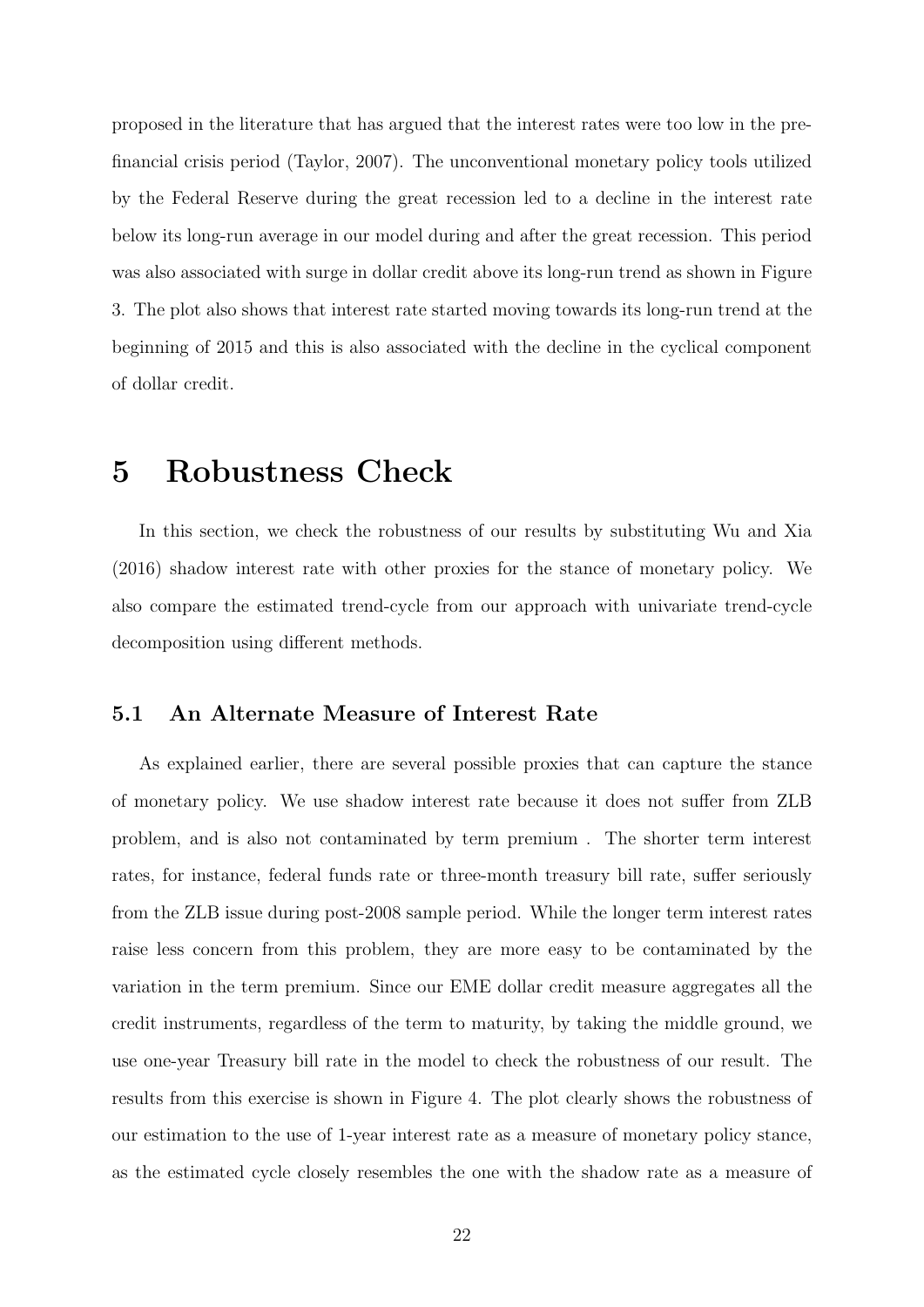proposed in the literature that has argued that the interest rates were too low in the pre-financial crisis period (Taylor, 2007). The unconventional monetary policy tools utilized by the Federal Reserve during the great recession led to a decline in the interest rate below its long-run average in our model during and after the great recession. This period was also associated with surge in dollar credit above its long-run trend as shown in Figure 3. The plot also shows that interest rate started moving towards its long-run trend at the beginning of 2015 and this is also associated with the decline in the cyclical component of dollar credit.

# 5 Robustness Check

In this section, we check the robustness of our results by substituting Wu and Xia (2016) shadow interest rate with other proxies for the stance of monetary policy. We also compare the estimated trend-cycle from our approach with univariate trend-cycle decomposition using different methods.

## 5.1 An Alternate Measure of Interest Rate

As explained earlier, there are several possible proxies that can capture the stance of monetary policy. We use shadow interest rate because it does not suffer from ZLB problem, and is also not contaminated by term premium . The shorter term interest rates, for instance, federal funds rate or three-month treasury bill rate, suffer seriously from the ZLB issue during post-2008 sample period. While the longer term interest rates raise less concern from this problem, they are more easy to be contaminated by the variation in the term premium. Since our EME dollar credit measure aggregates all the credit instruments, regardless of the term to maturity, by taking the middle ground, we use one-year Treasury bill rate in the model to check the robustness of our result. The results from this exercise is shown in Figure 4. The plot clearly shows the robustness of our estimation to the use of 1-year interest rate as a measure of monetary policy stance, as the estimated cycle closely resembles the one with the shadow rate as a measure of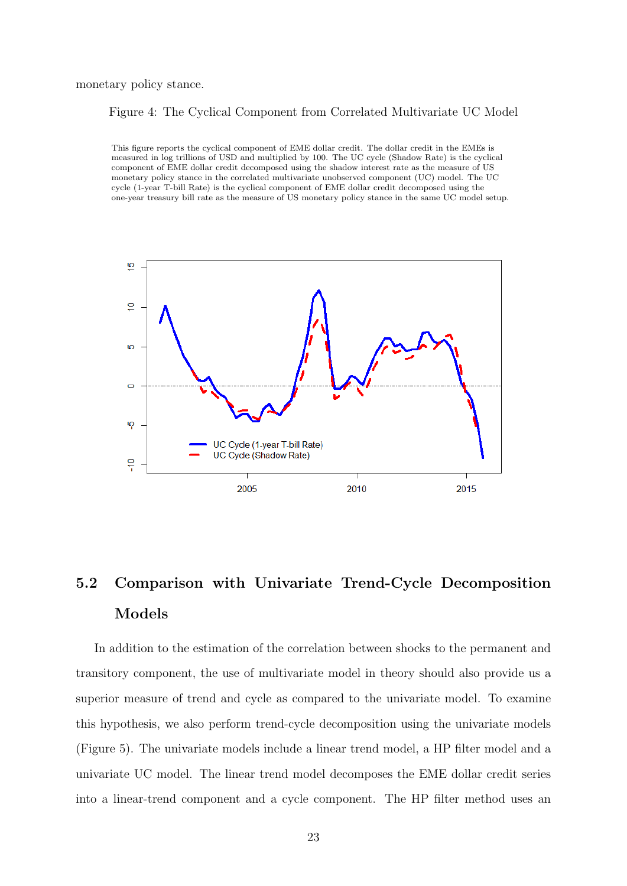monetary policy stance.

Figure 4: The Cyclical Component from Correlated Multivariate UC Model

This figure reports the cyclical component of EME dollar credit. The dollar credit in the EMEs is measured in log trillions of USD and multiplied by 100. The UC cycle (Shadow Rate) is the cyclical component of EME dollar credit decomposed using the shadow interest rate as the measure of US monetary policy stance in the correlated multivariate unobserved component (UC) model. The UC cycle (1-year T-bill Rate) is the cyclical component of EME dollar credit decomposed using the one-year treasury bill rate as the measure of US monetary policy stance in the same UC model setup.

## 5.2 Comparison with Univariate Trend-Cycle Decomposition Models

In addition to the estimation of the correlation between shocks to the permanent and transitory component, the use of multivariate model in theory should also provide us a superior measure of trend and cycle as compared to the univariate model. To examine this hypothesis, we also perform trend-cycle decomposition using the univariate models (Figure 5). The univariate models include a linear trend model, a HP filter model and a univariate UC model. The linear trend model decomposes the EME dollar credit series into a linear-trend component and a cycle component. The HP filter method uses an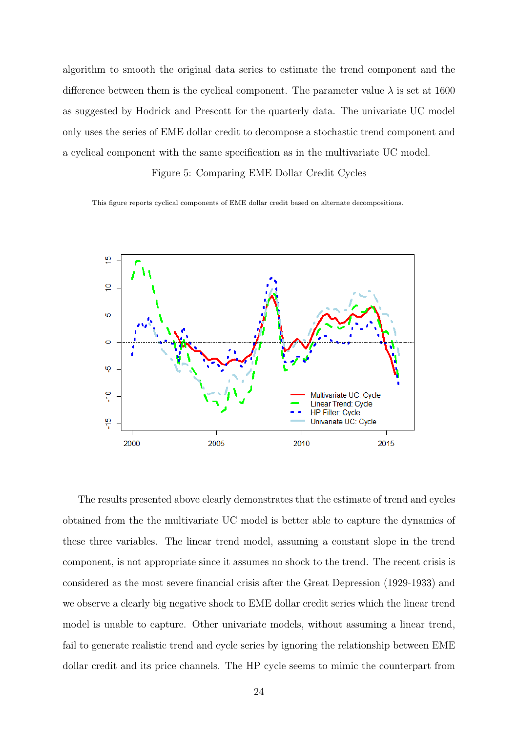algorithm to smooth the original data series to estimate the trend component and the difference between them is the cyclical component. The parameter value $\lambda$ is set at 1600 as suggested by Hodrick and Prescott for the quarterly data. The univariate UC model only uses the series of EME dollar credit to decompose a stochastic trend component and a cyclical component with the same specification as in the multivariate UC model.

Figure 5: Comparing EME Dollar Credit Cycles

This figure reports cyclical components of EME dollar credit based on alternate decompositions.

The results presented above clearly demonstrates that the estimate of trend and cycles obtained from the the multivariate UC model is better able to capture the dynamics of these three variables. The linear trend model, assuming a constant slope in the trend component, is not appropriate since it assumes no shock to the trend. The recent crisis is considered as the most severe financial crisis after the Great Depression (1929-1933) and we observe a clearly big negative shock to EME dollar credit series which the linear trend model is unable to capture. Other univariate models, without assuming a linear trend, fail to generate realistic trend and cycle series by ignoring the relationship between EME dollar credit and its price channels. The HP cycle seems to mimic the counterpart from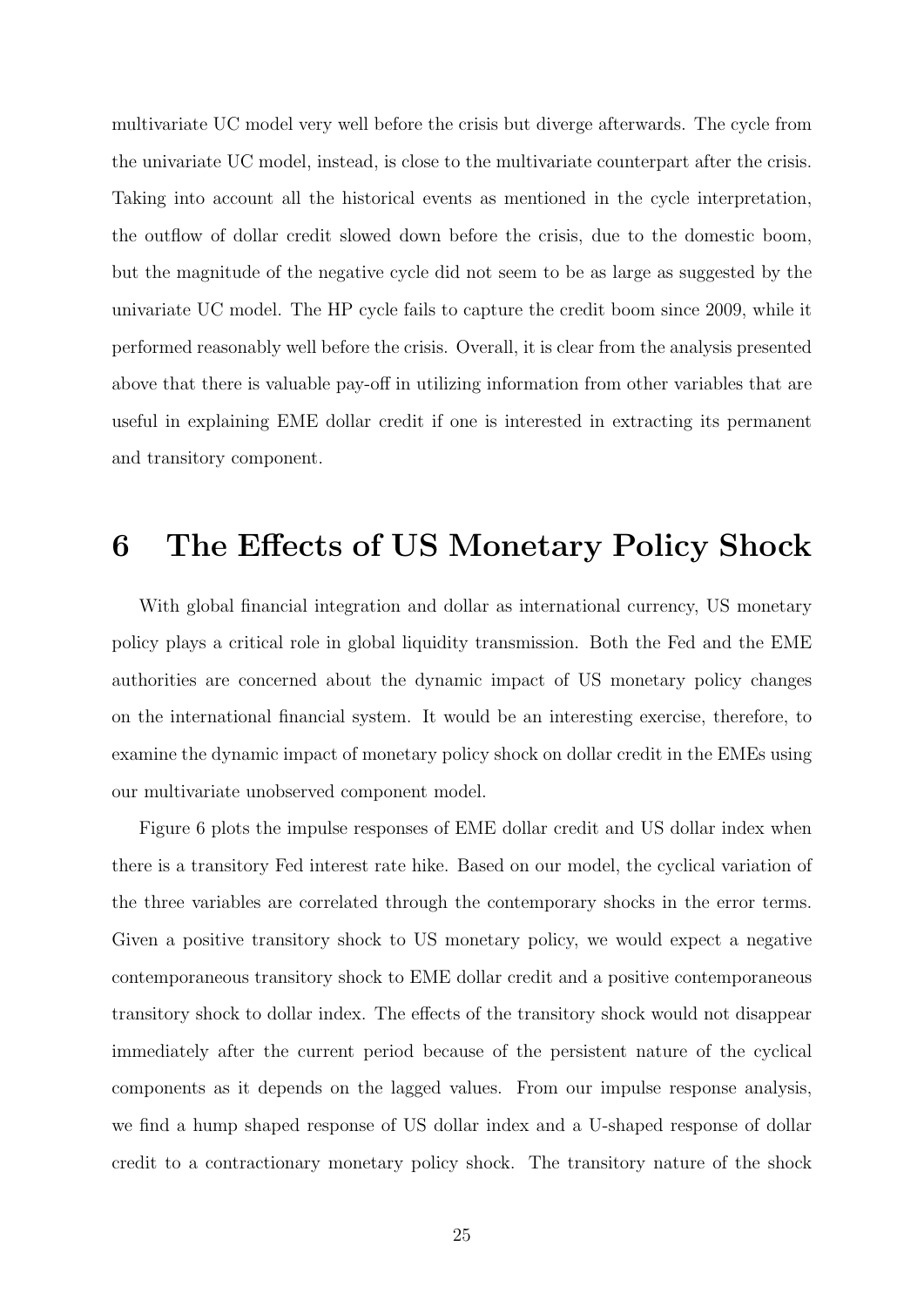multivariate UC model very well before the crisis but diverge afterwards. The cycle from the univariate UC model, instead, is close to the multivariate counterpart after the crisis. Taking into account all the historical events as mentioned in the cycle interpretation, the outflow of dollar credit slowed down before the crisis, due to the domestic boom, but the magnitude of the negative cycle did not seem to be as large as suggested by the univariate UC model. The HP cycle fails to capture the credit boom since 2009, while it performed reasonably well before the crisis. Overall, it is clear from the analysis presented above that there is valuable pay-off in utilizing information from other variables that are useful in explaining EME dollar credit if one is interested in extracting its permanent and transitory component.

# 6 The Effects of US Monetary Policy Shock

With global financial integration and dollar as international currency, US monetary policy plays a critical role in global liquidity transmission. Both the Fed and the EME authorities are concerned about the dynamic impact of US monetary policy changes on the international financial system. It would be an interesting exercise, therefore, to examine the dynamic impact of monetary policy shock on dollar credit in the EMEs using our multivariate unobserved component model.

Figure 6 plots the impulse responses of EME dollar credit and US dollar index when there is a transitory Fed interest rate hike. Based on our model, the cyclical variation of the three variables are correlated through the contemporary shocks in the error terms. Given a positive transitory shock to US monetary policy, we would expect a negative contemporaneous transitory shock to EME dollar credit and a positive contemporaneous transitory shock to dollar index. The effects of the transitory shock would not disappear immediately after the current period because of the persistent nature of the cyclical components as it depends on the lagged values. From our impulse response analysis, we find a hump shaped response of US dollar index and a U-shaped response of dollar credit to a contractionary monetary policy shock. The transitory nature of the shock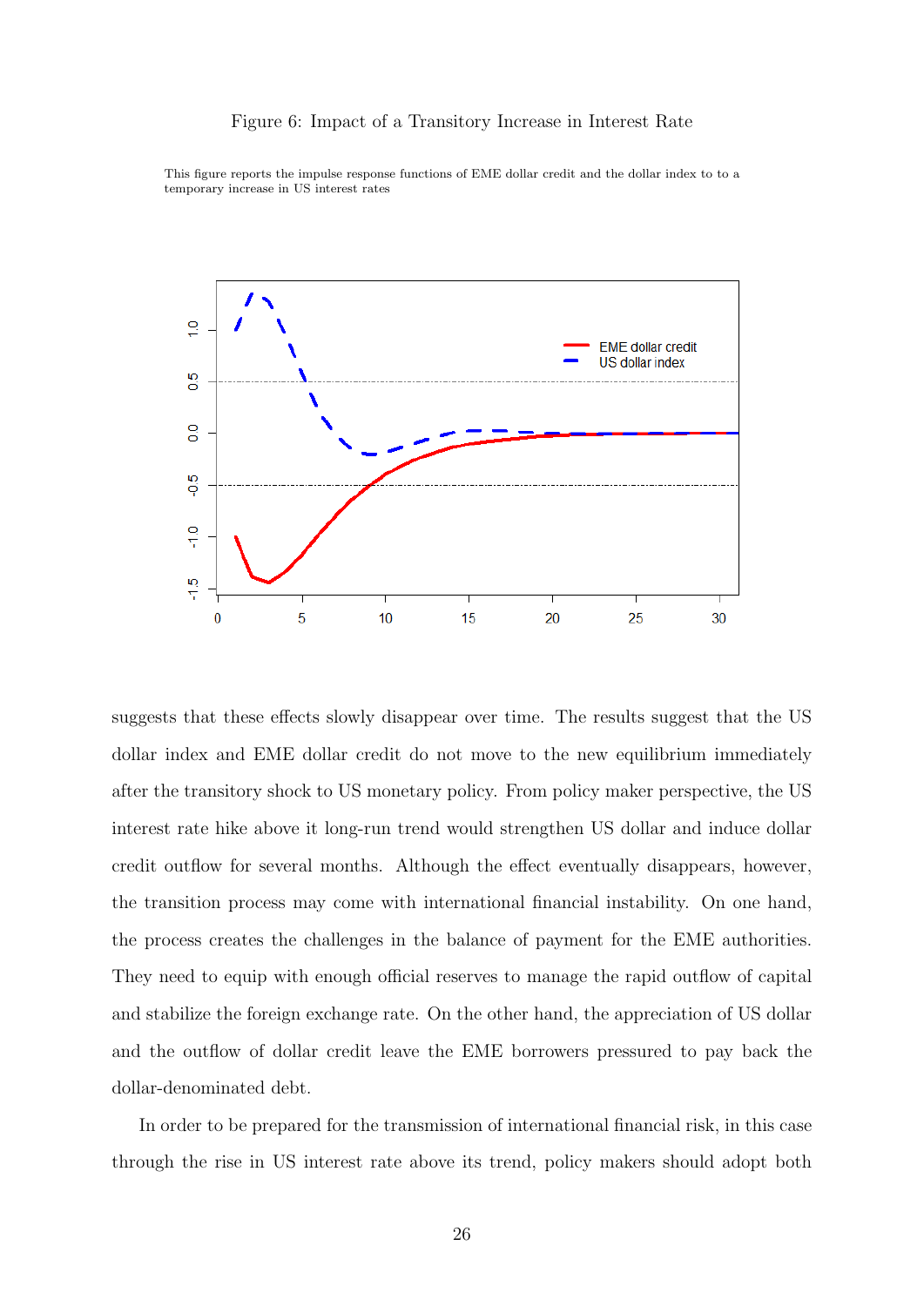Figure 6: Impact of a Transitory Increase in Interest Rate

This figure reports the impulse response functions of EME dollar credit and the dollar index to to a temporary increase in US interest rates

suggests that these effects slowly disappear over time. The results suggest that the US dollar index and EME dollar credit do not move to the new equilibrium immediately after the transitory shock to US monetary policy. From policy maker perspective, the US interest rate hike above it long-run trend would strengthen US dollar and induce dollar credit outflow for several months. Although the effect eventually disappears, however, the transition process may come with international financial instability. On one hand, the process creates the challenges in the balance of payment for the EME authorities. They need to equip with enough official reserves to manage the rapid outflow of capital and stabilize the foreign exchange rate. On the other hand, the appreciation of US dollar and the outflow of dollar credit leave the EME borrowers pressured to pay back the dollar-denominated debt.

In order to be prepared for the transmission of international financial risk, in this case through the rise in US interest rate above its trend, policy makers should adopt both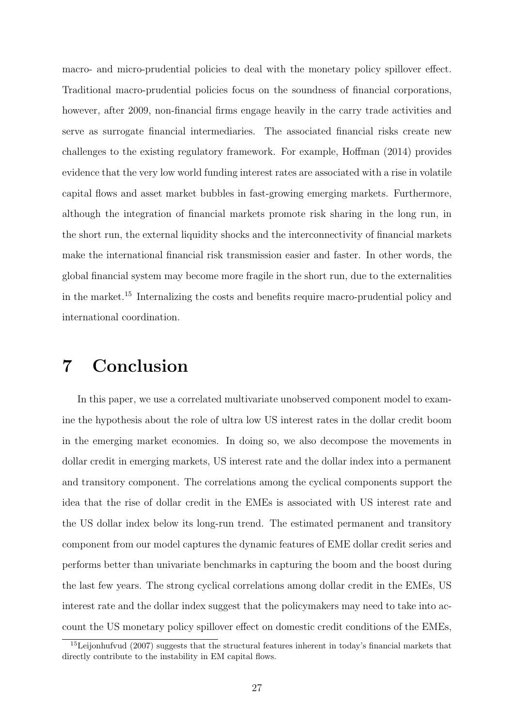macro- and micro-prudential policies to deal with the monetary policy spillover effect. Traditional macro-prudential policies focus on the soundness of financial corporations, however, after 2009, non-financial firms engage heavily in the carry trade activities and serve as surrogate financial intermediaries. The associated financial risks create new challenges to the existing regulatory framework. For example, Hoffman (2014) provides evidence that the very low world funding interest rates are associated with a rise in volatile capital flows and asset market bubbles in fast-growing emerging markets. Furthermore, although the integration of financial markets promote risk sharing in the long run, in the short run, the external liquidity shocks and the interconnectivity of financial markets make the international financial risk transmission easier and faster. In other words, the global financial system may become more fragile in the short run, due to the externalities in the market.[15] Internalizing the costs and benefits require macro-prudential policy and international coordination.

# 7 Conclusion

In this paper, we use a correlated multivariate unobserved component model to examine the hypothesis about the role of ultra low US interest rates in the dollar credit boom in the emerging market economies. In doing so, we also decompose the movements in dollar credit in emerging markets, US interest rate and the dollar index into a permanent and transitory component. The correlations among the cyclical components support the idea that the rise of dollar credit in the EMEs is associated with US interest rate and the US dollar index below its long-run trend. The estimated permanent and transitory component from our model captures the dynamic features of EME dollar credit series and performs better than univariate benchmarks in capturing the boom and the boost during the last few years. The strong cyclical correlations among dollar credit in the EMEs, US interest rate and the dollar index suggest that the policymakers may need to take into account the US monetary policy spillover effect on domestic credit conditions of the EMEs,

[15]Leijonhufvud (2007) suggests that the structural features inherent in today's financial markets that directly contribute to the instability in EM capital flows.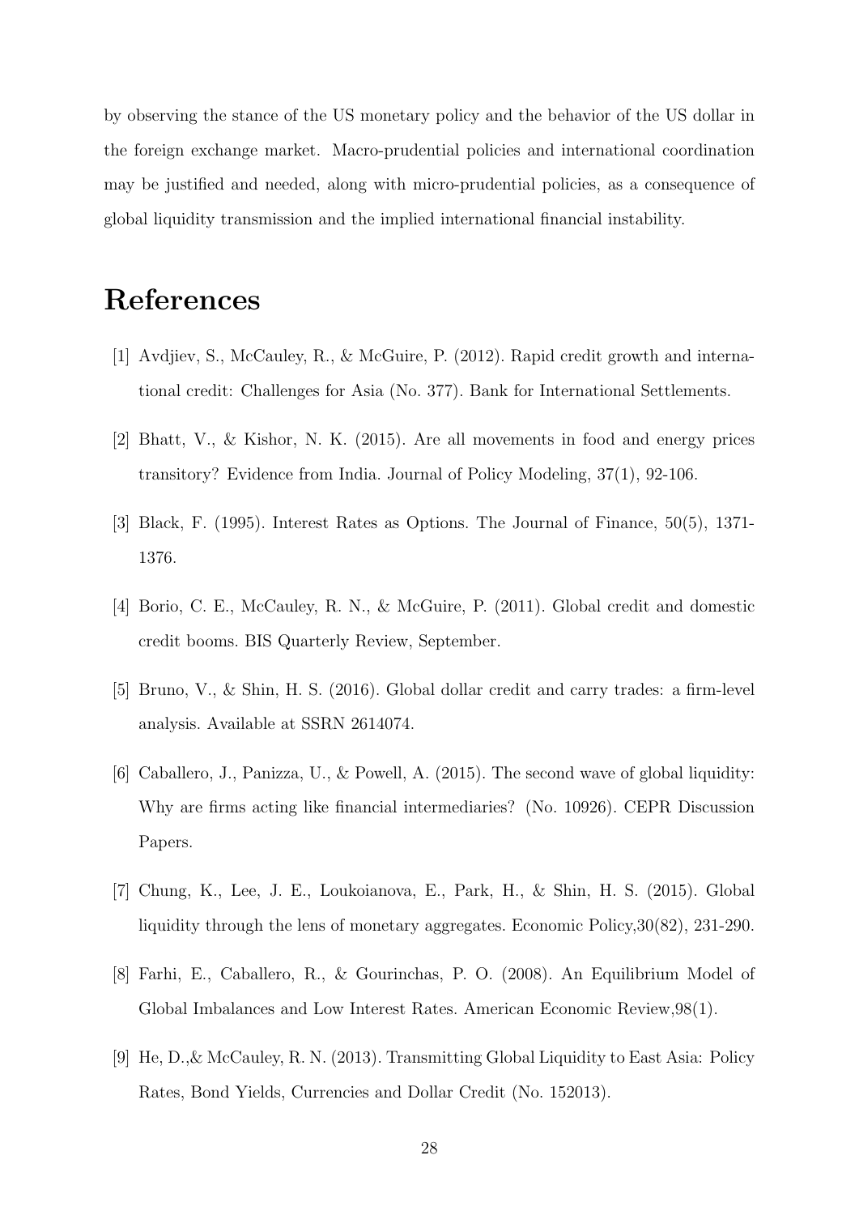by observing the stance of the US monetary policy and the behavior of the US dollar in the foreign exchange market. Macro-prudential policies and international coordination may be justified and needed, along with micro-prudential policies, as a consequence of global liquidity transmission and the implied international financial instability.

# References

[1] Avdjiev, S., McCauley, R., & McGuire, P. (2012). Rapid credit growth and international credit: Challenges for Asia (No. 377). Bank for International Settlements.

[2] Bhatt, V., & Kishor, N. K. (2015). Are all movements in food and energy prices transitory? Evidence from India. Journal of Policy Modeling, 37(1), 92-106.

[3] Black, F. (1995). Interest Rates as Options. The Journal of Finance, 50(5), 1371-1376.

[4] Borio, C. E., McCauley, R. N., & McGuire, P. (2011). Global credit and domestic credit booms. BIS Quarterly Review, September.

[5] Bruno, V., & Shin, H. S. (2016). Global dollar credit and carry trades: a firm-level analysis. Available at SSRN 2614074.

[6] Caballero, J., Panizza, U., & Powell, A. (2015). The second wave of global liquidity: Why are firms acting like financial intermediaries? (No. 10926). CEPR Discussion Papers.

[7] Chung, K., Lee, J. E., Loukoianova, E., Park, H., & Shin, H. S. (2015). Global liquidity through the lens of monetary aggregates. Economic Policy,30(82), 231-290.

[8] Farhi, E., Caballero, R., & Gourinchas, P. O. (2008). An Equilibrium Model of Global Imbalances and Low Interest Rates. American Economic Review,98(1).

[9] He, D.,& McCauley, R. N. (2013). Transmitting Global Liquidity to East Asia: Policy Rates, Bond Yields, Currencies and Dollar Credit (No. 152013).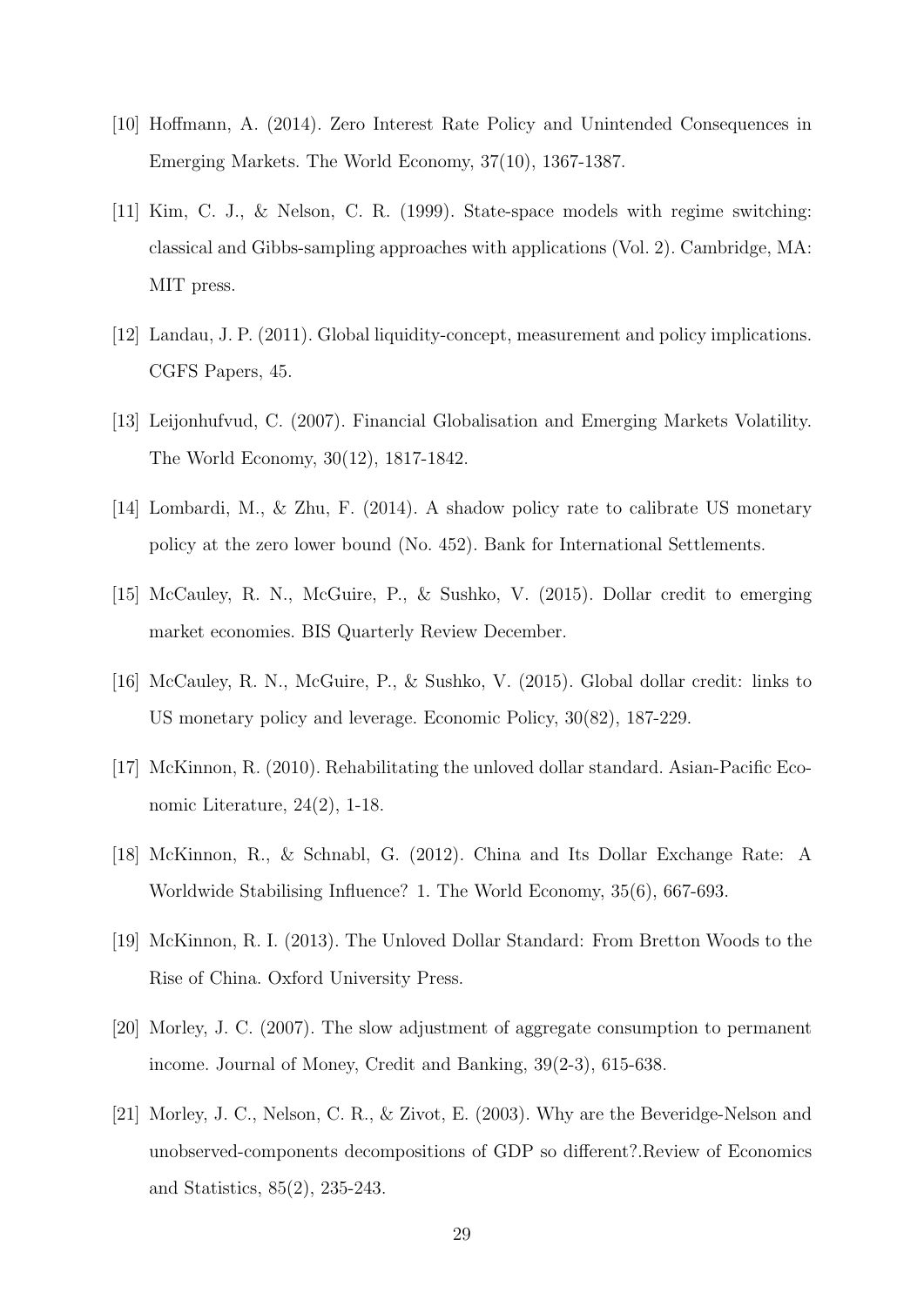[10] Hoffmann, A. (2014). Zero Interest Rate Policy and Unintended Consequences in Emerging Markets. The World Economy, 37(10), 1367-1387.

[11] Kim, C. J., & Nelson, C. R. (1999). State-space models with regime switching: classical and Gibbs-sampling approaches with applications (Vol. 2). Cambridge, MA: MIT press.

[12] Landau, J. P. (2011). Global liquidity-concept, measurement and policy implications. CGFS Papers, 45.

[13] Leijonhufvud, C. (2007). Financial Globalisation and Emerging Markets Volatility. The World Economy, 30(12), 1817-1842.

[14] Lombardi, M., & Zhu, F. (2014). A shadow policy rate to calibrate US monetary policy at the zero lower bound (No. 452). Bank for International Settlements.

[15] McCauley, R. N., McGuire, P., & Sushko, V. (2015). Dollar credit to emerging market economies. BIS Quarterly Review December.

[16] McCauley, R. N., McGuire, P., & Sushko, V. (2015). Global dollar credit: links to US monetary policy and leverage. Economic Policy, 30(82), 187-229.

[17] McKinnon, R. (2010). Rehabilitating the unloved dollar standard. Asian-Pacific Economic Literature, 24(2), 1-18.

[18] McKinnon, R., & Schnabl, G. (2012). China and Its Dollar Exchange Rate: A Worldwide Stabilising Influence? 1. The World Economy, 35(6), 667-693.

[19] McKinnon, R. I. (2013). The Unloved Dollar Standard: From Bretton Woods to the Rise of China. Oxford University Press.

[20] Morley, J. C. (2007). The slow adjustment of aggregate consumption to permanent income. Journal of Money, Credit and Banking, 39(2-3), 615-638.

[21] Morley, J. C., Nelson, C. R., & Zivot, E. (2003). Why are the Beveridge-Nelson and unobserved-components decompositions of GDP so different?.Review of Economics and Statistics, 85(2), 235-243.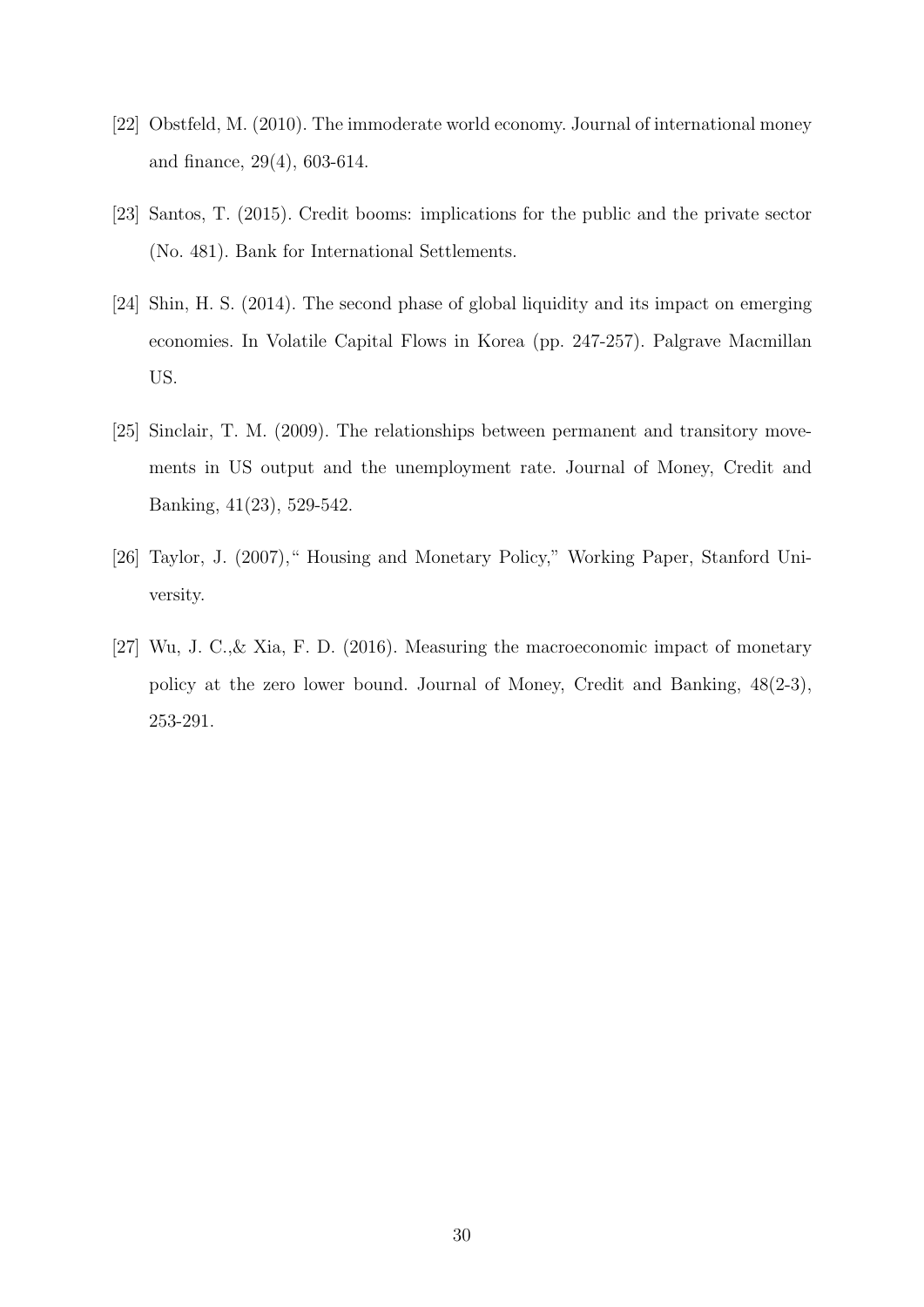[22] Obstfeld, M. (2010). The immoderate world economy. Journal of international money and finance, 29(4), 603-614.

[23] Santos, T. (2015). Credit booms: implications for the public and the private sector (No. 481). Bank for International Settlements.

[24] Shin, H. S. (2014). The second phase of global liquidity and its impact on emerging economies. In Volatile Capital Flows in Korea (pp. 247-257). Palgrave Macmillan US.

[25] Sinclair, T. M. (2009). The relationships between permanent and transitory movements in US output and the unemployment rate. Journal of Money, Credit and Banking, 41(23), 529-542.

[26] Taylor, J. (2007)," Housing and Monetary Policy," Working Paper, Stanford University.

[27] Wu, J. C.,& Xia, F. D. (2016). Measuring the macroeconomic impact of monetary policy at the zero lower bound. Journal of Money, Credit and Banking, 48(2-3), 253-291.